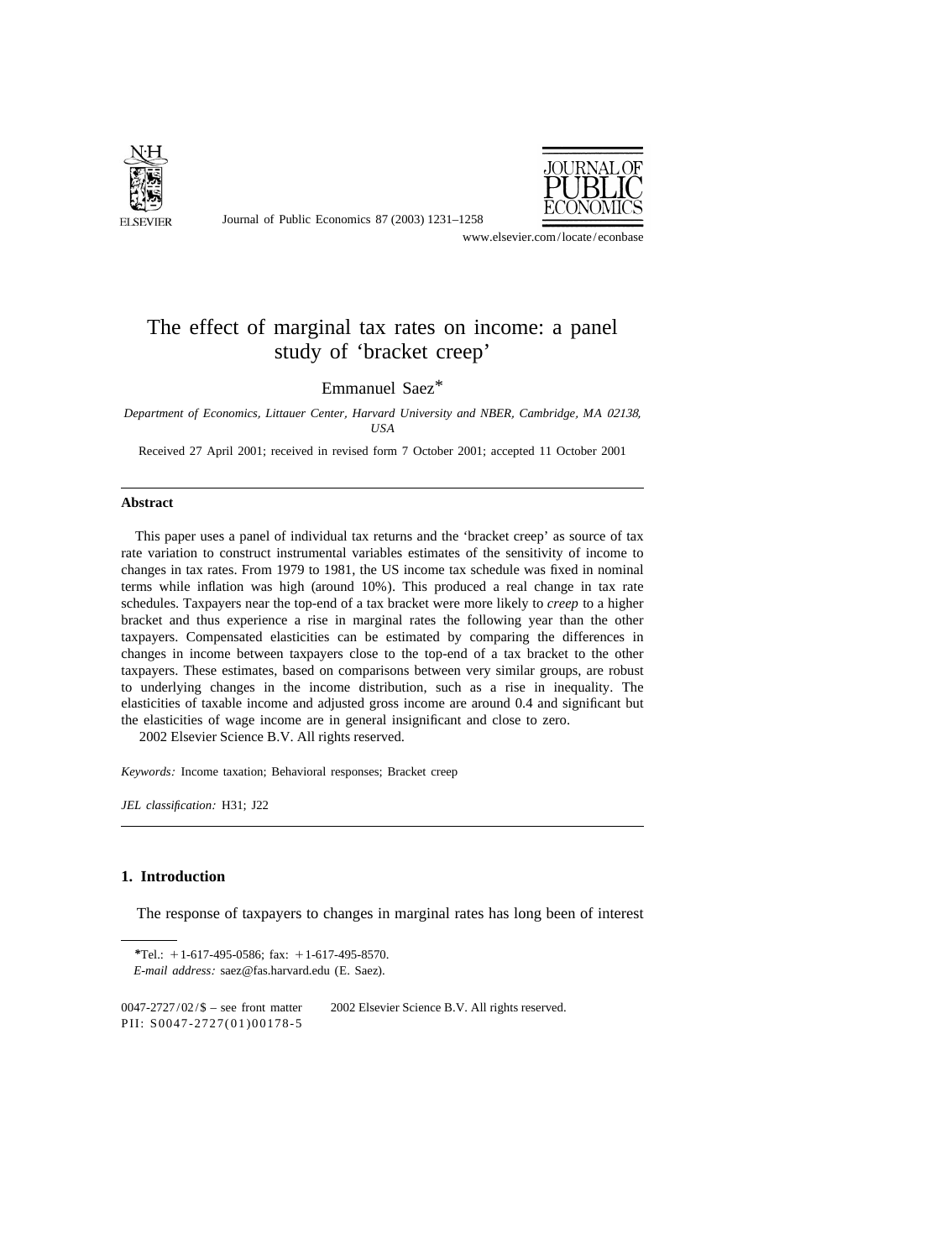# The effect of marginal tax rates on income: a panel study of 'bracket creep'

Emmanuel Saez*

*Department of Economics, Littauer Center, Harvard University and NBER, Cambridge, MA 02138, USA*

Received 27 April 2001; received in revised form 7 October 2001; accepted 11 October 2001

---

## Abstract

This paper uses a panel of individual tax returns and the 'bracket creep' as source of tax rate variation to construct instrumental variables estimates of the sensitivity of income to changes in tax rates. From 1979 to 1981, the US income tax schedule was fixed in nominal terms while inflation was high (around 10%). This produced a real change in tax rate schedules. Taxpayers near the top-end of a tax bracket were more likely to *creep* to a higher bracket and thus experience a rise in marginal rates the following year than the other taxpayers. Compensated elasticities can be estimated by comparing the differences in changes in income between taxpayers close to the top-end of a tax bracket to the other taxpayers. These estimates, based on comparisons between very similar groups, are robust to underlying changes in the income distribution, such as a rise in inequality. The elasticities of taxable income and adjusted gross income are around 0.4 and significant but the elasticities of wage income are in general insignificant and close to zero.

2002 Elsevier Science B.V. All rights reserved.

*Keywords:* Income taxation; Behavioral responses; Bracket creep

*JEL classification:* H31; J22

---

## 1. Introduction

The response of taxpayers to changes in marginal rates has long been of interest

*Tel.: +1-617-495-0586; fax: +1-617-495-8570.

*E-mail address:* saez@fas.harvard.edu (E. Saez).

0047-2727/02/$ – see front matter 2002 Elsevier Science B.V. All rights reserved.
PII: S0047-2727(01)00178-5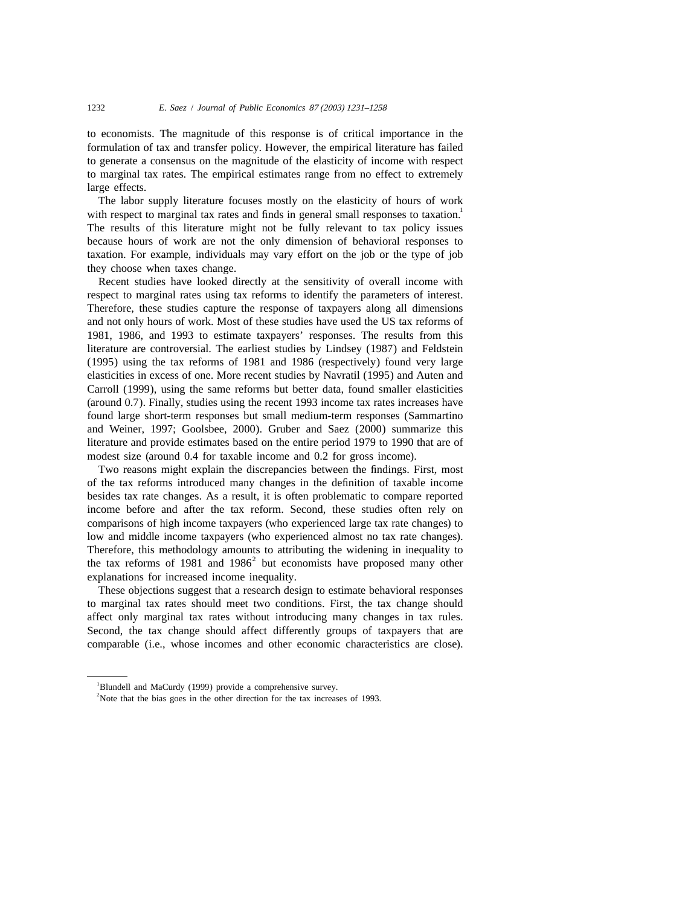to economists. The magnitude of this response is of critical importance in the formulation of tax and transfer policy. However, the empirical literature has failed to generate a consensus on the magnitude of the elasticity of income with respect to marginal tax rates. The empirical estimates range from no effect to extremely large effects.

The labor supply literature focuses mostly on the elasticity of hours of work with respect to marginal tax rates and finds in general small responses to taxation.[1] The results of this literature might not be fully relevant to tax policy issues because hours of work are not the only dimension of behavioral responses to taxation. For example, individuals may vary effort on the job or the type of job they choose when taxes change.

Recent studies have looked directly at the sensitivity of overall income with respect to marginal rates using tax reforms to identify the parameters of interest. Therefore, these studies capture the response of taxpayers along all dimensions and not only hours of work. Most of these studies have used the US tax reforms of 1981, 1986, and 1993 to estimate taxpayers' responses. The results from this literature are controversial. The earliest studies by Lindsey (1987) and Feldstein (1995) using the tax reforms of 1981 and 1986 (respectively) found very large elasticities in excess of one. More recent studies by Navratil (1995) and Auten and Carroll (1999), using the same reforms but better data, found smaller elasticities (around 0.7). Finally, studies using the recent 1993 income tax rates increases have found large short-term responses but small medium-term responses (Sammartino and Weiner, 1997; Goolsbee, 2000). Gruber and Saez (2000) summarize this literature and provide estimates based on the entire period 1979 to 1990 that are of modest size (around 0.4 for taxable income and 0.2 for gross income).

Two reasons might explain the discrepancies between the findings. First, most of the tax reforms introduced many changes in the definition of taxable income besides tax rate changes. As a result, it is often problematic to compare reported income before and after the tax reform. Second, these studies often rely on comparisons of high income taxpayers (who experienced large tax rate changes) to low and middle income taxpayers (who experienced almost no tax rate changes). Therefore, this methodology amounts to attributing the widening in inequality to the tax reforms of 1981 and 1986[2] but economists have proposed many other explanations for increased income inequality.

These objections suggest that a research design to estimate behavioral responses to marginal tax rates should meet two conditions. First, the tax change should affect only marginal tax rates without introducing many changes in tax rules. Second, the tax change should affect differently groups of taxpayers that are comparable (i.e., whose incomes and other economic characteristics are close).

---

[1] Blundell and MaCurdy (1999) provide a comprehensive survey.

[2] Note that the bias goes in the other direction for the tax increases of 1993.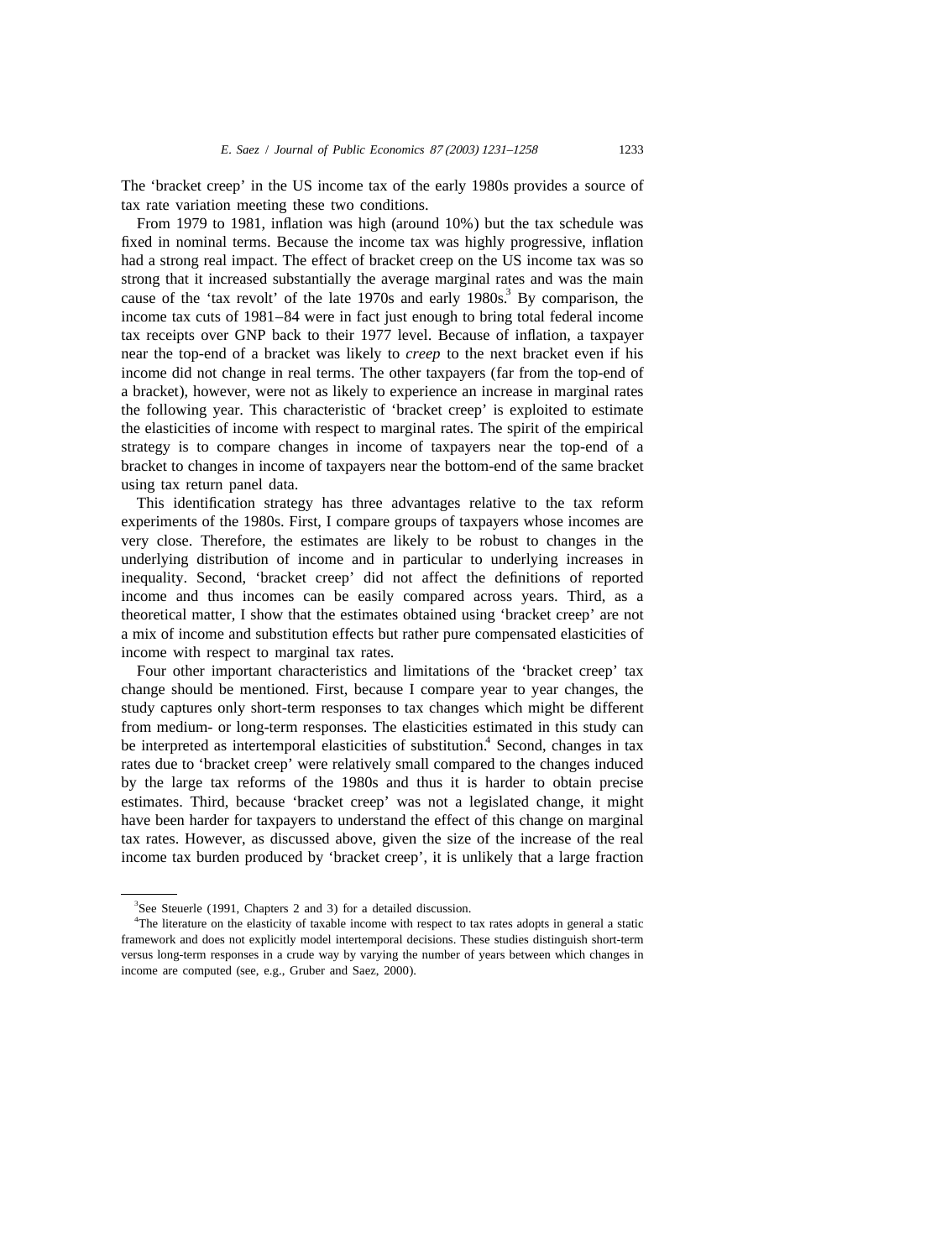The 'bracket creep' in the US income tax of the early 1980s provides a source of tax rate variation meeting these two conditions.

From 1979 to 1981, inflation was high (around 10%) but the tax schedule was fixed in nominal terms. Because the income tax was highly progressive, inflation had a strong real impact. The effect of bracket creep on the US income tax was so strong that it increased substantially the average marginal rates and was the main cause of the 'tax revolt' of the late 1970s and early 1980s.[3] By comparison, the income tax cuts of 1981–84 were in fact just enough to bring total federal income tax receipts over GNP back to their 1977 level. Because of inflation, a taxpayer near the top-end of a bracket was likely to *creep* to the next bracket even if his income did not change in real terms. The other taxpayers (far from the top-end of a bracket), however, were not as likely to experience an increase in marginal rates the following year. This characteristic of 'bracket creep' is exploited to estimate the elasticities of income with respect to marginal rates. The spirit of the empirical strategy is to compare changes in income of taxpayers near the top-end of a bracket to changes in income of taxpayers near the bottom-end of the same bracket using tax return panel data.

This identification strategy has three advantages relative to the tax reform experiments of the 1980s. First, I compare groups of taxpayers whose incomes are very close. Therefore, the estimates are likely to be robust to changes in the underlying distribution of income and in particular to underlying increases in inequality. Second, 'bracket creep' did not affect the definitions of reported income and thus incomes can be easily compared across years. Third, as a theoretical matter, I show that the estimates obtained using 'bracket creep' are not a mix of income and substitution effects but rather pure compensated elasticities of income with respect to marginal tax rates.

Four other important characteristics and limitations of the 'bracket creep' tax change should be mentioned. First, because I compare year to year changes, the study captures only short-term responses to tax changes which might be different from medium- or long-term responses. The elasticities estimated in this study can be interpreted as intertemporal elasticities of substitution.[4] Second, changes in tax rates due to 'bracket creep' were relatively small compared to the changes induced by the large tax reforms of the 1980s and thus it is harder to obtain precise estimates. Third, because 'bracket creep' was not a legislated change, it might have been harder for taxpayers to understand the effect of this change on marginal tax rates. However, as discussed above, given the size of the increase of the real income tax burden produced by 'bracket creep', it is unlikely that a large fraction

---

[3] See Steuerle (1991, Chapters 2 and 3) for a detailed discussion.

[4] The literature on the elasticity of taxable income with respect to tax rates adopts in general a static framework and does not explicitly model intertemporal decisions. These studies distinguish short-term versus long-term responses in a crude way by varying the number of years between which changes in income are computed (see, e.g., Gruber and Saez, 2000).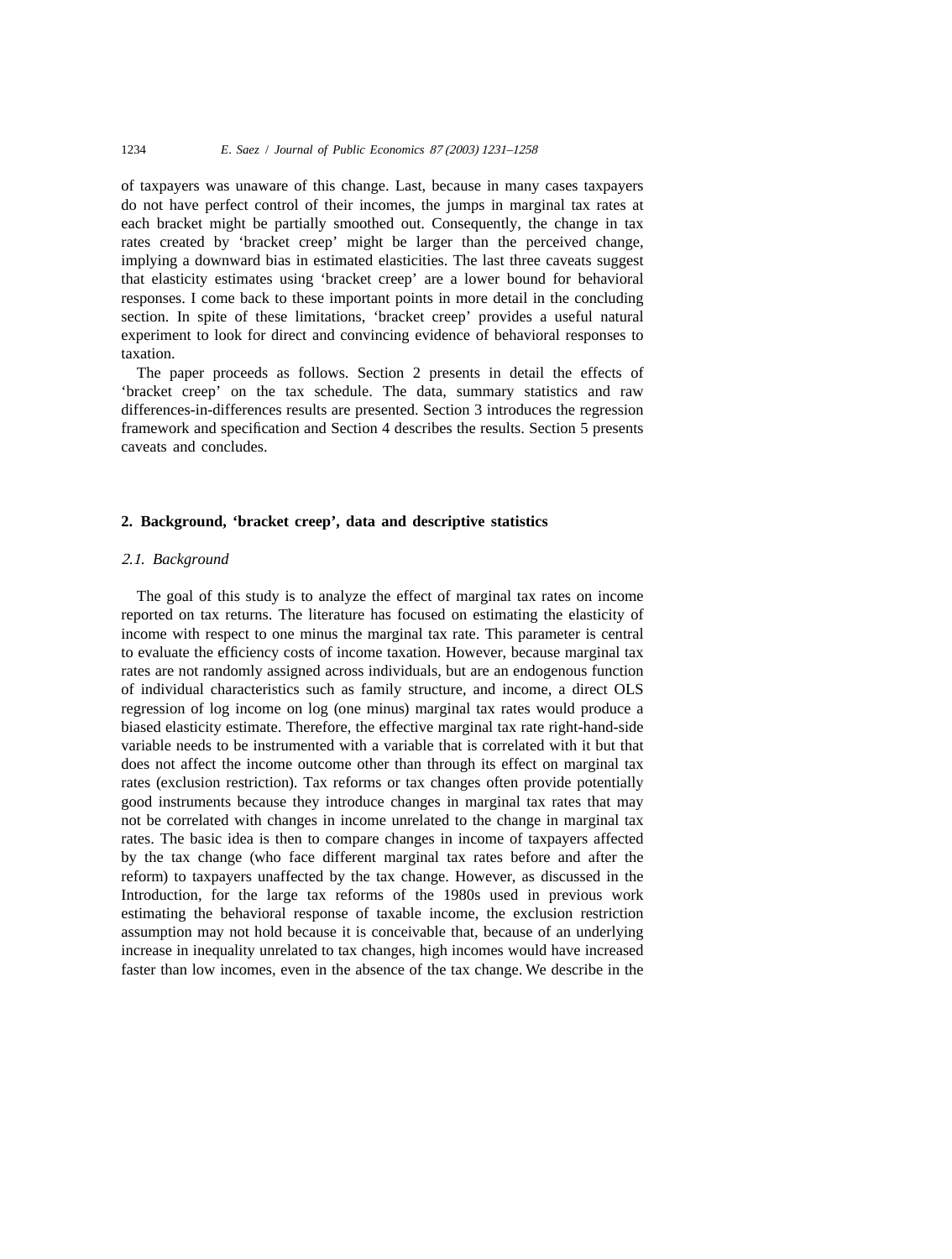of taxpayers was unaware of this change. Last, because in many cases taxpayers do not have perfect control of their incomes, the jumps in marginal tax rates at each bracket might be partially smoothed out. Consequently, the change in tax rates created by 'bracket creep' might be larger than the perceived change, implying a downward bias in estimated elasticities. The last three caveats suggest that elasticity estimates using 'bracket creep' are a lower bound for behavioral responses. I come back to these important points in more detail in the concluding section. In spite of these limitations, 'bracket creep' provides a useful natural experiment to look for direct and convincing evidence of behavioral responses to taxation.

The paper proceeds as follows. Section 2 presents in detail the effects of 'bracket creep' on the tax schedule. The data, summary statistics and raw differences-in-differences results are presented. Section 3 introduces the regression framework and specification and Section 4 describes the results. Section 5 presents caveats and concludes.

## 2. Background, 'bracket creep', data and descriptive statistics

### *2.1. Background*

The goal of this study is to analyze the effect of marginal tax rates on income reported on tax returns. The literature has focused on estimating the elasticity of income with respect to one minus the marginal tax rate. This parameter is central to evaluate the efficiency costs of income taxation. However, because marginal tax rates are not randomly assigned across individuals, but are an endogenous function of individual characteristics such as family structure, and income, a direct OLS regression of log income on log (one minus) marginal tax rates would produce a biased elasticity estimate. Therefore, the effective marginal tax rate right-hand-side variable needs to be instrumented with a variable that is correlated with it but that does not affect the income outcome other than through its effect on marginal tax rates (exclusion restriction). Tax reforms or tax changes often provide potentially good instruments because they introduce changes in marginal tax rates that may not be correlated with changes in income unrelated to the change in marginal tax rates. The basic idea is then to compare changes in income of taxpayers affected by the tax change (who face different marginal tax rates before and after the reform) to taxpayers unaffected by the tax change. However, as discussed in the Introduction, for the large tax reforms of the 1980s used in previous work estimating the behavioral response of taxable income, the exclusion restriction assumption may not hold because it is conceivable that, because of an underlying increase in inequality unrelated to tax changes, high incomes would have increased faster than low incomes, even in the absence of the tax change. We describe in the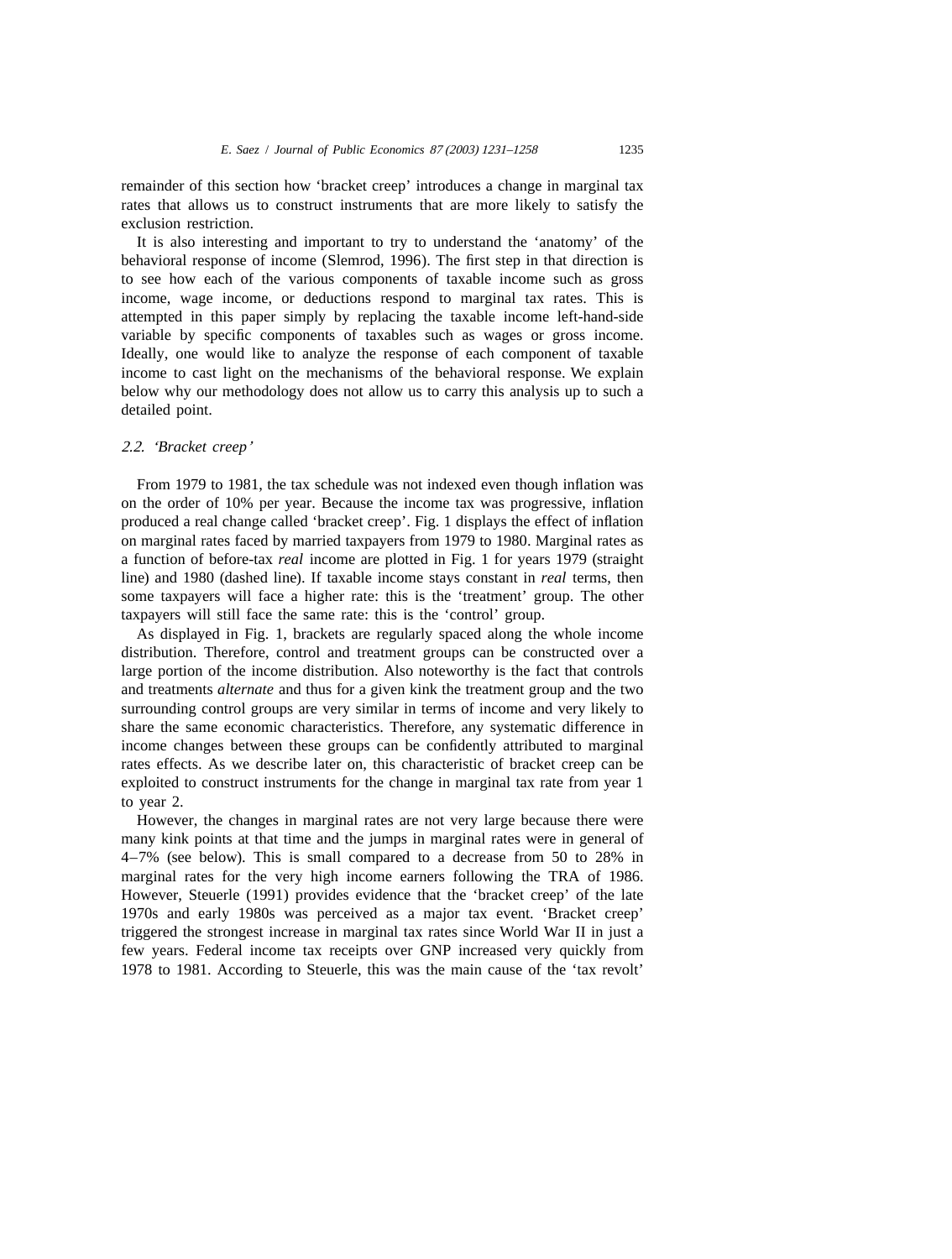remainder of this section how 'bracket creep' introduces a change in marginal tax rates that allows us to construct instruments that are more likely to satisfy the exclusion restriction.

It is also interesting and important to try to understand the 'anatomy' of the behavioral response of income (Slemrod, 1996). The first step in that direction is to see how each of the various components of taxable income such as gross income, wage income, or deductions respond to marginal tax rates. This is attempted in this paper simply by replacing the taxable income left-hand-side variable by specific components of taxables such as wages or gross income. Ideally, one would like to analyze the response of each component of taxable income to cast light on the mechanisms of the behavioral response. We explain below why our methodology does not allow us to carry this analysis up to such a detailed point.

### 2.2. 'Bracket creep'

From 1979 to 1981, the tax schedule was not indexed even though inflation was on the order of 10% per year. Because the income tax was progressive, inflation produced a real change called 'bracket creep'. Fig. 1 displays the effect of inflation on marginal rates faced by married taxpayers from 1979 to 1980. Marginal rates as a function of before-tax *real* income are plotted in Fig. 1 for years 1979 (straight line) and 1980 (dashed line). If taxable income stays constant in *real* terms, then some taxpayers will face a higher rate: this is the 'treatment' group. The other taxpayers will still face the same rate: this is the 'control' group.

As displayed in Fig. 1, brackets are regularly spaced along the whole income distribution. Therefore, control and treatment groups can be constructed over a large portion of the income distribution. Also noteworthy is the fact that controls and treatments *alternate* and thus for a given kink the treatment group and the two surrounding control groups are very similar in terms of income and very likely to share the same economic characteristics. Therefore, any systematic difference in income changes between these groups can be confidently attributed to marginal rates effects. As we describe later on, this characteristic of bracket creep can be exploited to construct instruments for the change in marginal tax rate from year 1 to year 2.

However, the changes in marginal rates are not very large because there were many kink points at that time and the jumps in marginal rates were in general of 4–7% (see below). This is small compared to a decrease from 50 to 28% in marginal rates for the very high income earners following the TRA of 1986. However, Steuerle (1991) provides evidence that the 'bracket creep' of the late 1970s and early 1980s was perceived as a major tax event. 'Bracket creep' triggered the strongest increase in marginal tax rates since World War II in just a few years. Federal income tax receipts over GNP increased very quickly from 1978 to 1981. According to Steuerle, this was the main cause of the 'tax revolt'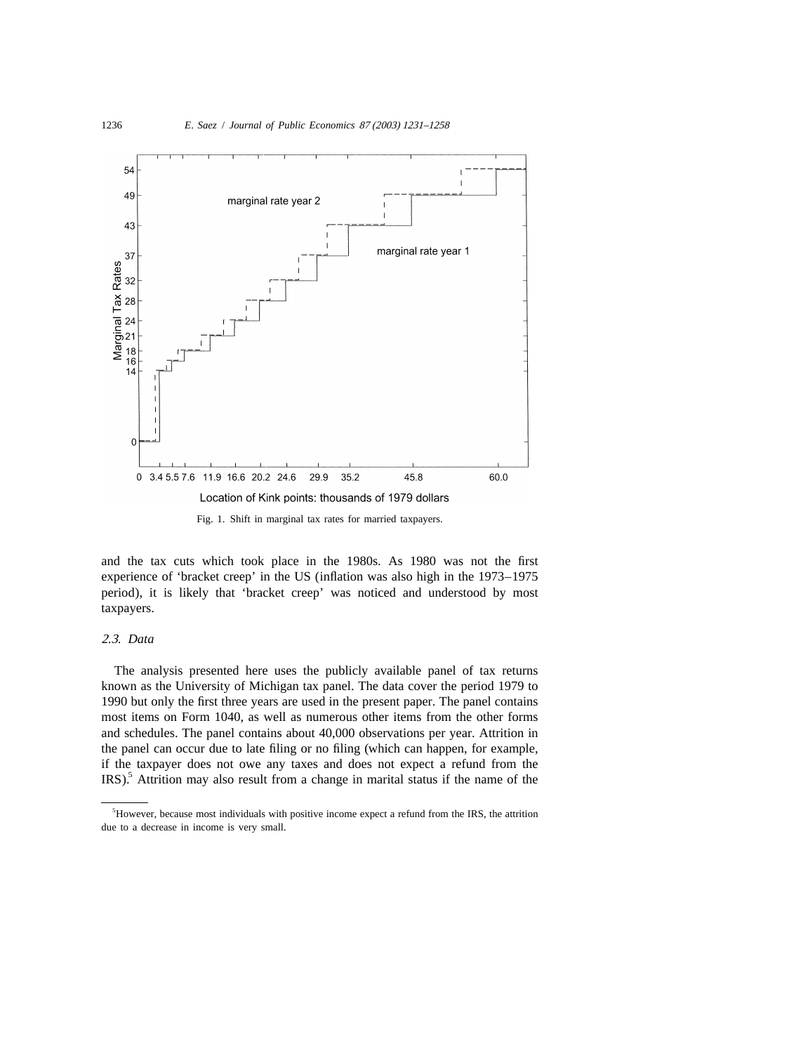Fig. 1. Shift in marginal tax rates for married taxpayers.

and the tax cuts which took place in the 1980s. As 1980 was not the first experience of 'bracket creep' in the US (inflation was also high in the 1973–1975 period), it is likely that 'bracket creep' was noticed and understood by most taxpayers.

### 2.3. Data

The analysis presented here uses the publicly available panel of tax returns known as the University of Michigan tax panel. The data cover the period 1979 to 1990 but only the first three years are used in the present paper. The panel contains most items on Form 1040, as well as numerous other items from the other forms and schedules. The panel contains about 40,000 observations per year. Attrition in the panel can occur due to late filing or no filing (which can happen, for example, if the taxpayer does not owe any taxes and does not expect a refund from the IRS).[5] Attrition may also result from a change in marital status if the name of the

[5] However, because most individuals with positive income expect a refund from the IRS, the attrition due to a decrease in income is very small.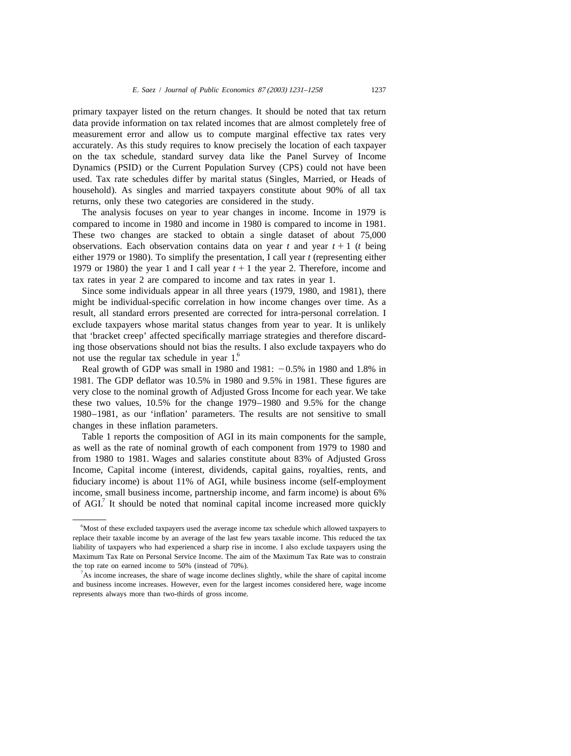primary taxpayer listed on the return changes. It should be noted that tax return data provide information on tax related incomes that are almost completely free of measurement error and allow us to compute marginal effective tax rates very accurately. As this study requires to know precisely the location of each taxpayer on the tax schedule, standard survey data like the Panel Survey of Income Dynamics (PSID) or the Current Population Survey (CPS) could not have been used. Tax rate schedules differ by marital status (Singles, Married, or Heads of household). As singles and married taxpayers constitute about 90% of all tax returns, only these two categories are considered in the study.

The analysis focuses on year to year changes in income. Income in 1979 is compared to income in 1980 and income in 1980 is compared to income in 1981. These two changes are stacked to obtain a single dataset of about 75,000 observations. Each observation contains data on year $t$ and year $t+1$ ($t$ being either 1979 or 1980). To simplify the presentation, I call year $t$ (representing either 1979 or 1980) the year 1 and I call year $t+1$ the year 2. Therefore, income and tax rates in year 2 are compared to income and tax rates in year 1.

Since some individuals appear in all three years (1979, 1980, and 1981), there might be individual-specific correlation in how income changes over time. As a result, all standard errors presented are corrected for intra-personal correlation. I exclude taxpayers whose marital status changes from year to year. It is unlikely that 'bracket creep' affected specifically marriage strategies and therefore discarding those observations should not bias the results. I also exclude taxpayers who do not use the regular tax schedule in year 1.[6]

Real growth of GDP was small in 1980 and 1981: −0.5% in 1980 and 1.8% in 1981. The GDP deflator was 10.5% in 1980 and 9.5% in 1981. These figures are very close to the nominal growth of Adjusted Gross Income for each year. We take these two values, 10.5% for the change 1979–1980 and 9.5% for the change 1980–1981, as our 'inflation' parameters. The results are not sensitive to small changes in these inflation parameters.

Table 1 reports the composition of AGI in its main components for the sample, as well as the rate of nominal growth of each component from 1979 to 1980 and from 1980 to 1981. Wages and salaries constitute about 83% of Adjusted Gross Income, Capital income (interest, dividends, capital gains, royalties, rents, and fiduciary income) is about 11% of AGI, while business income (self-employment income, small business income, partnership income, and farm income) is about 6% of AGI.[7] It should be noted that nominal capital income increased more quickly

---

[6] Most of these excluded taxpayers used the average income tax schedule which allowed taxpayers to replace their taxable income by an average of the last few years taxable income. This reduced the tax liability of taxpayers who had experienced a sharp rise in income. I also exclude taxpayers using the Maximum Tax Rate on Personal Service Income. The aim of the Maximum Tax Rate was to constrain the top rate on earned income to 50% (instead of 70%).

[7] As income increases, the share of wage income declines slightly, while the share of capital income and business income increases. However, even for the largest incomes considered here, wage income represents always more than two-thirds of gross income.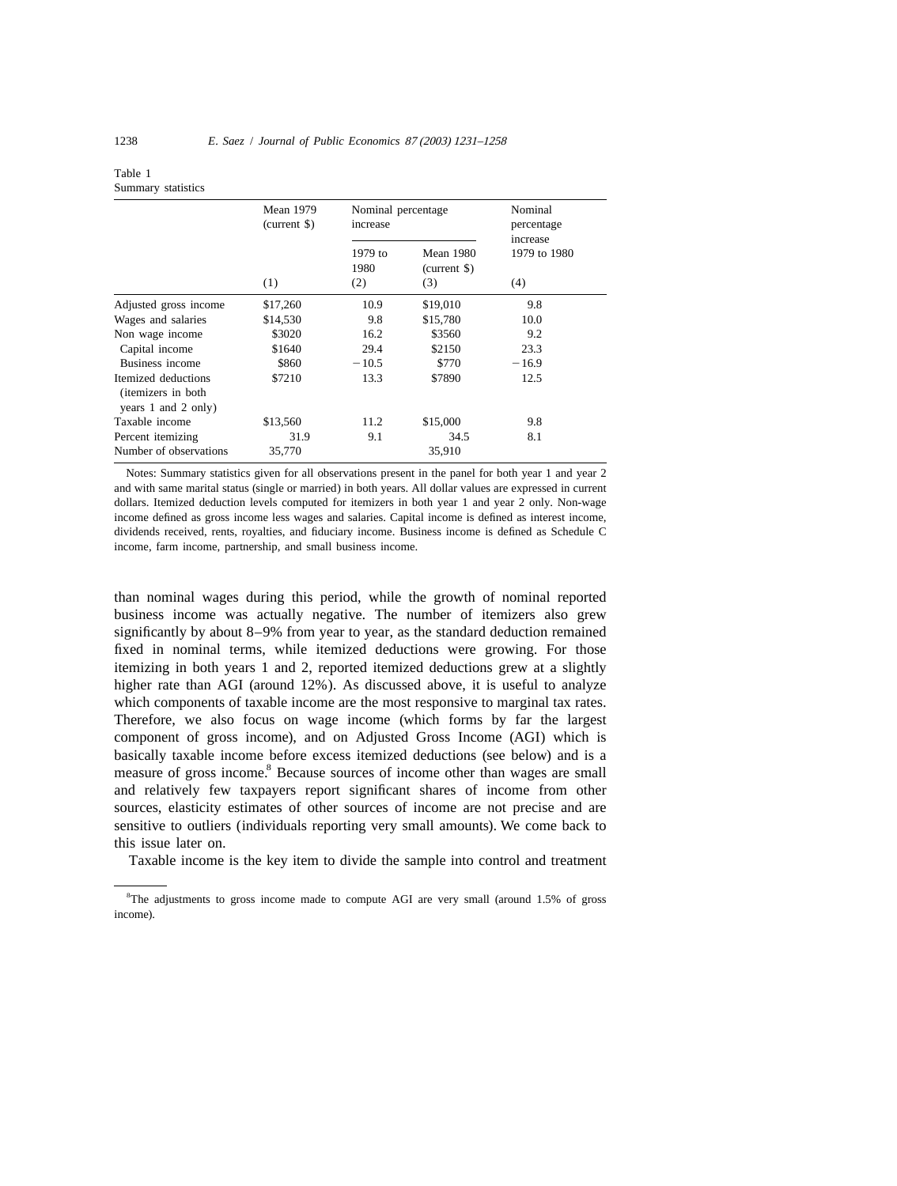Table 1
Summary statistics

| | Mean 1979 (current $) | Nominal percentage increase | | Nominal percentage increase |
|---|---|---|---|---|
| | | 1979 to 1980 | Mean 1980 (current $) | 1979 to 1980 |
| | (1) | (2) | (3) | (4) |
| Adjusted gross income | $17,260 | 10.9 | $19,010 | 9.8 |
| Wages and salaries | $14,530 | 9.8 | $15,780 | 10.0 |
| Non wage income | $3020 | 16.2 | $3560 | 9.2 |
| Capital income | $1640 | 29.4 | $2150 | 23.3 |
| Business income | $860 | −10.5 | $770 | −16.9 |
| Itemized deductions (itemizers in both years 1 and 2 only) | $7210 | 13.3 | $7890 | 12.5 |
| Taxable income | $13,560 | 11.2 | $15,000 | 9.8 |
| Percent itemizing | 31.9 | 9.1 | 34.5 | 8.1 |
| Number of observations | 35,770 | | 35,910 | |

Notes: Summary statistics given for all observations present in the panel for both year 1 and year 2 and with same marital status (single or married) in both years. All dollar values are expressed in current dollars. Itemized deduction levels computed for itemizers in both year 1 and year 2 only. Non-wage income defined as gross income less wages and salaries. Capital income is defined as interest income, dividends received, rents, royalties, and fiduciary income. Business income is defined as Schedule C income, farm income, partnership, and small business income.

than nominal wages during this period, while the growth of nominal reported business income was actually negative. The number of itemizers also grew significantly by about 8–9% from year to year, as the standard deduction remained fixed in nominal terms, while itemized deductions were growing. For those itemizing in both years 1 and 2, reported itemized deductions grew at a slightly higher rate than AGI (around 12%). As discussed above, it is useful to analyze which components of taxable income are the most responsive to marginal tax rates. Therefore, we also focus on wage income (which forms by far the largest component of gross income), and on Adjusted Gross Income (AGI) which is basically taxable income before excess itemized deductions (see below) and is a measure of gross income.[8] Because sources of income other than wages are small and relatively few taxpayers report significant shares of income from other sources, elasticity estimates of other sources of income are not precise and are sensitive to outliers (individuals reporting very small amounts). We come back to this issue later on.

Taxable income is the key item to divide the sample into control and treatment

[8] The adjustments to gross income made to compute AGI are very small (around 1.5% of gross income).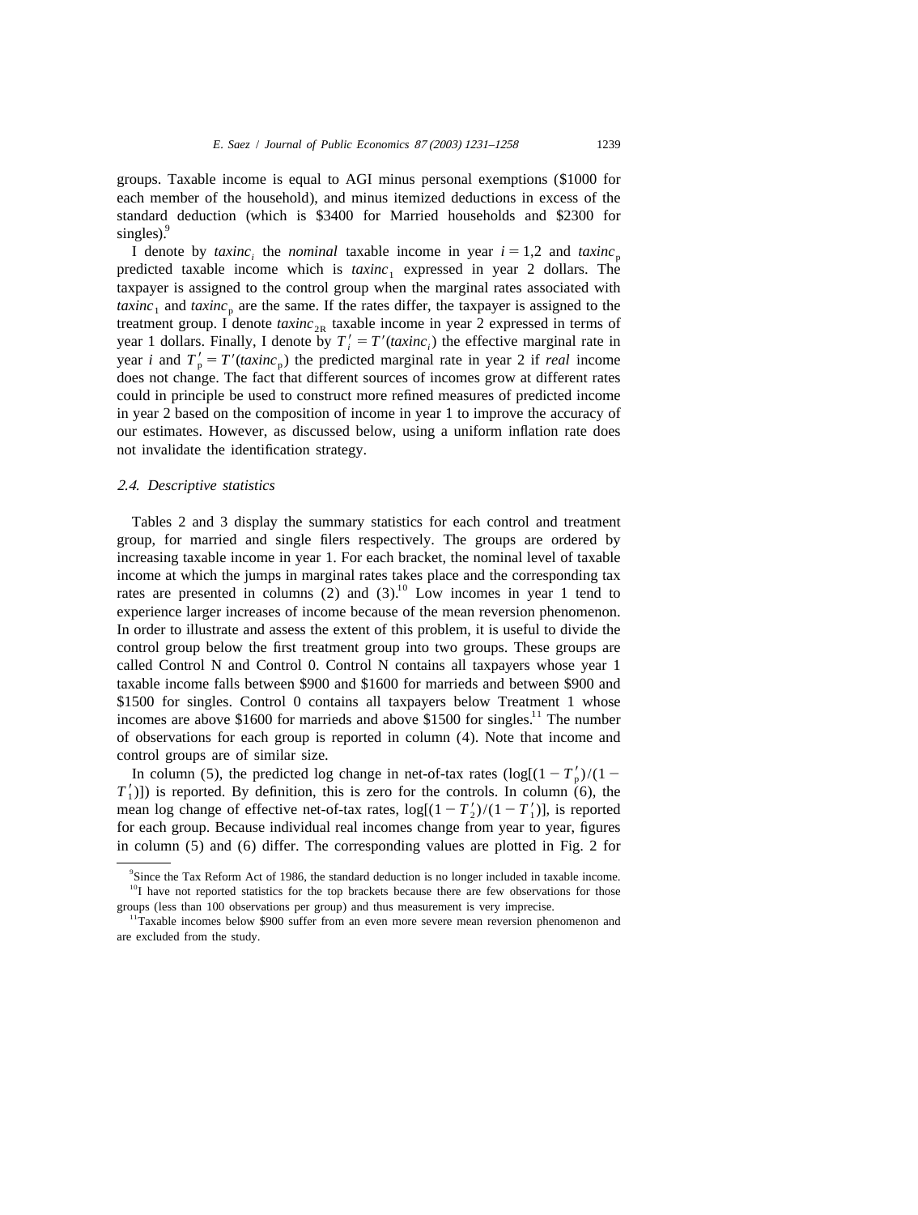groups. Taxable income is equal to AGI minus personal exemptions ($1000 for each member of the household), and minus itemized deductions in excess of the standard deduction (which is $3400 for Married households and $2300 for singles).[9]

I denote by $taxinc_i$ the *nominal* taxable income in year $i = 1,2$ and $taxinc_p$ predicted taxable income which is $taxinc_1$ expressed in year 2 dollars. The taxpayer is assigned to the control group when the marginal rates associated with $taxinc_1$ and $taxinc_p$ are the same. If the rates differ, the taxpayer is assigned to the treatment group. I denote $taxinc_{2R}$ taxable income in year 2 expressed in terms of year 1 dollars. Finally, I denote by $T'_i = T'(taxinc_i)$ the effective marginal rate in year $i$ and $T'_p = T'(taxinc_p)$ the predicted marginal rate in year 2 if *real* income does not change. The fact that different sources of incomes grow at different rates could in principle be used to construct more refined measures of predicted income in year 2 based on the composition of income in year 1 to improve the accuracy of our estimates. However, as discussed below, using a uniform inflation rate does not invalidate the identification strategy.

### 2.4. Descriptive statistics

Tables 2 and 3 display the summary statistics for each control and treatment group, for married and single filers respectively. The groups are ordered by increasing taxable income in year 1. For each bracket, the nominal level of taxable income at which the jumps in marginal rates takes place and the corresponding tax rates are presented in columns (2) and (3).[10] Low incomes in year 1 tend to experience larger increases of income because of the mean reversion phenomenon. In order to illustrate and assess the extent of this problem, it is useful to divide the control group below the first treatment group into two groups. These groups are called Control N and Control 0. Control N contains all taxpayers whose year 1 taxable income falls between $900 and $1600 for marrieds and between $900 and $1500 for singles. Control 0 contains all taxpayers below Treatment 1 whose incomes are above $1600 for marrieds and above $1500 for singles.[11] The number of observations for each group is reported in column (4). Note that income and control groups are of similar size.

In column (5), the predicted log change in net-of-tax rates ($\log[(1 - T'_p)/(1 - T'_1)]$) is reported. By definition, this is zero for the controls. In column (6), the mean log change of effective net-of-tax rates, $\log[(1 - T'_2)/(1 - T'_1)]$, is reported for each group. Because individual real incomes change from year to year, figures in column (5) and (6) differ. The corresponding values are plotted in Fig. 2 for

---

[9] Since the Tax Reform Act of 1986, the standard deduction is no longer included in taxable income.

[10] I have not reported statistics for the top brackets because there are few observations for those groups (less than 100 observations per group) and thus measurement is very imprecise.

[11] Taxable incomes below $900 suffer from an even more severe mean reversion phenomenon and are excluded from the study.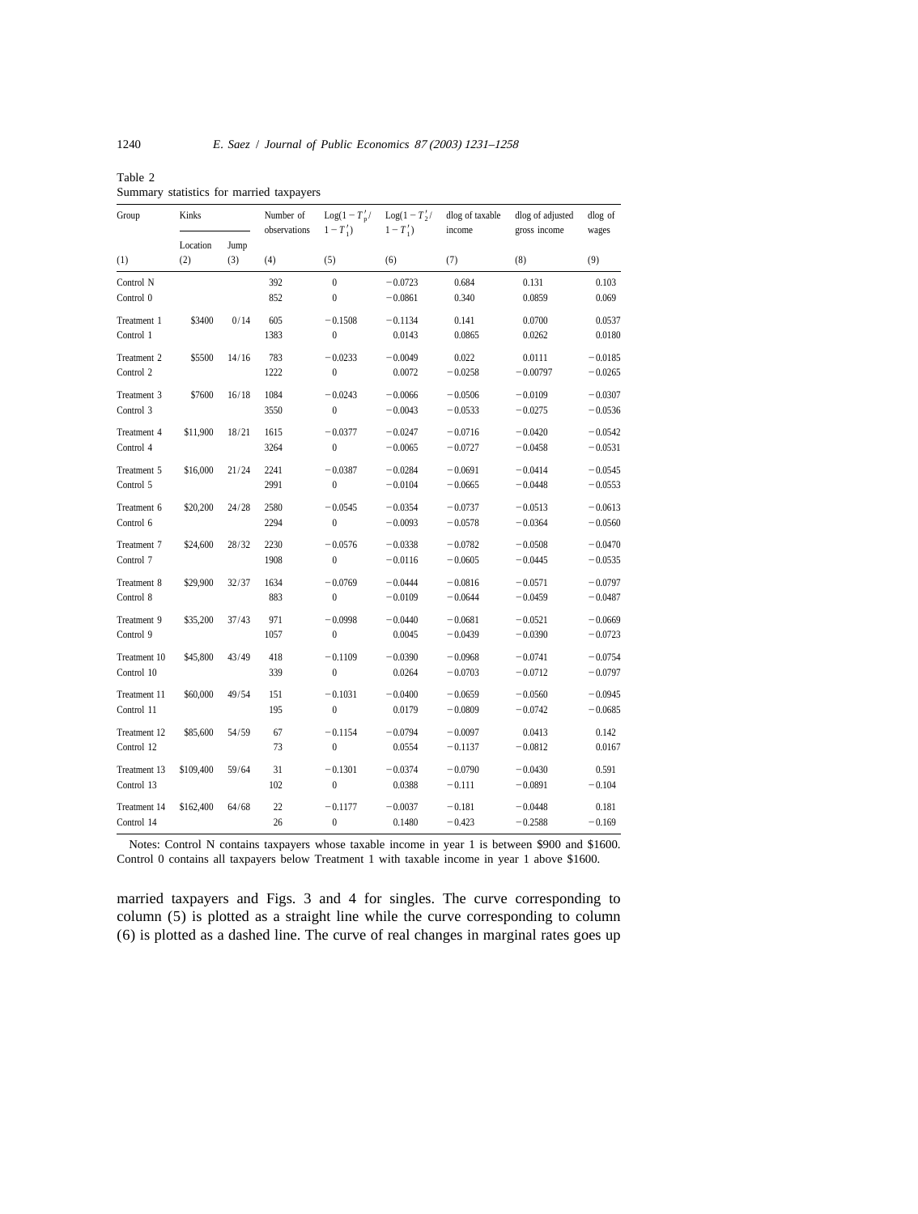Table 2
Summary statistics for married taxpayers

| Group | Kinks | | Number of observations | $\text{Log}(1-T'_p/1-T'_1)$ | $\text{Log}(1-T'_2/1-T'_1)$ | dlog of taxable income | dlog of adjusted gross income | dlog of wages |
|---|---|---|---|---|---|---|---|---|
| | Location | Jump | | | | | | |
| (1) | (2) | (3) | (4) | (5) | (6) | (7) | (8) | (9) |
| Control N | | | 392 | 0 | −0.0723 | 0.684 | 0.131 | 0.103 |
| Control 0 | | | 852 | 0 | −0.0861 | 0.340 | 0.0859 | 0.069 |
| Treatment 1 | $3400 | 0/14 | 605 | −0.1508 | −0.1134 | 0.141 | 0.0700 | 0.0537 |
| Control 1 | | | 1383 | 0 | 0.0143 | 0.0865 | 0.0262 | 0.0180 |
| Treatment 2 | $5500 | 14/16 | 783 | −0.0233 | −0.0049 | 0.022 | 0.0111 | −0.0185 |
| Control 2 | | | 1222 | 0 | 0.0072 | −0.0258 | −0.00797 | −0.0265 |
| Treatment 3 | $7600 | 16/18 | 1084 | −0.0243 | −0.0066 | −0.0506 | −0.0109 | −0.0307 |
| Control 3 | | | 3550 | 0 | −0.0043 | −0.0533 | −0.0275 | −0.0536 |
| Treatment 4 | $11,900 | 18/21 | 1615 | −0.0377 | −0.0247 | −0.0716 | −0.0420 | −0.0542 |
| Control 4 | | | 3264 | 0 | −0.0065 | −0.0727 | −0.0458 | −0.0531 |
| Treatment 5 | $16,000 | 21/24 | 2241 | −0.0387 | −0.0284 | −0.0691 | −0.0414 | −0.0545 |
| Control 5 | | | 2991 | 0 | −0.0104 | −0.0665 | −0.0448 | −0.0553 |
| Treatment 6 | $20,200 | 24/28 | 2580 | −0.0545 | −0.0354 | −0.0737 | −0.0513 | −0.0613 |
| Control 6 | | | 2294 | 0 | −0.0093 | −0.0578 | −0.0364 | −0.0560 |
| Treatment 7 | $24,600 | 28/32 | 2230 | −0.0576 | −0.0338 | −0.0782 | −0.0508 | −0.0470 |
| Control 7 | | | 1908 | 0 | −0.0116 | −0.0605 | −0.0445 | −0.0535 |
| Treatment 8 | $29,900 | 32/37 | 1634 | −0.0769 | −0.0444 | −0.0816 | −0.0571 | −0.0797 |
| Control 8 | | | 883 | 0 | −0.0109 | −0.0644 | −0.0459 | −0.0487 |
| Treatment 9 | $35,200 | 37/43 | 971 | −0.0998 | −0.0440 | −0.0681 | −0.0521 | −0.0669 |
| Control 9 | | | 1057 | 0 | 0.0045 | −0.0439 | −0.0390 | −0.0723 |
| Treatment 10 | $45,800 | 43/49 | 418 | −0.1109 | −0.0390 | −0.0968 | −0.0741 | −0.0754 |
| Control 10 | | | 339 | 0 | 0.0264 | −0.0703 | −0.0712 | −0.0797 |
| Treatment 11 | $60,000 | 49/54 | 151 | −0.1031 | −0.0400 | −0.0659 | −0.0560 | −0.0945 |
| Control 11 | | | 195 | 0 | 0.0179 | −0.0809 | −0.0742 | −0.0685 |
| Treatment 12 | $85,600 | 54/59 | 67 | −0.1154 | −0.0794 | −0.0097 | 0.0413 | 0.142 |
| Control 12 | | | 73 | 0 | 0.0554 | −0.1137 | −0.0812 | 0.0167 |
| Treatment 13 | $109,400 | 59/64 | 31 | −0.1301 | −0.0374 | −0.0790 | −0.0430 | 0.591 |
| Control 13 | | | 102 | 0 | 0.0388 | −0.111 | −0.0891 | −0.104 |
| Treatment 14 | $162,400 | 64/68 | 22 | −0.1177 | −0.0037 | −0.181 | −0.0448 | 0.181 |
| Control 14 | | | 26 | 0 | 0.1480 | −0.423 | −0.2588 | −0.169 |

Notes: Control N contains taxpayers whose taxable income in year 1 is between $900 and $1600. Control 0 contains all taxpayers below Treatment 1 with taxable income in year 1 above $1600.

married taxpayers and Figs. 3 and 4 for singles. The curve corresponding to column (5) is plotted as a straight line while the curve corresponding to column (6) is plotted as a dashed line. The curve of real changes in marginal rates goes up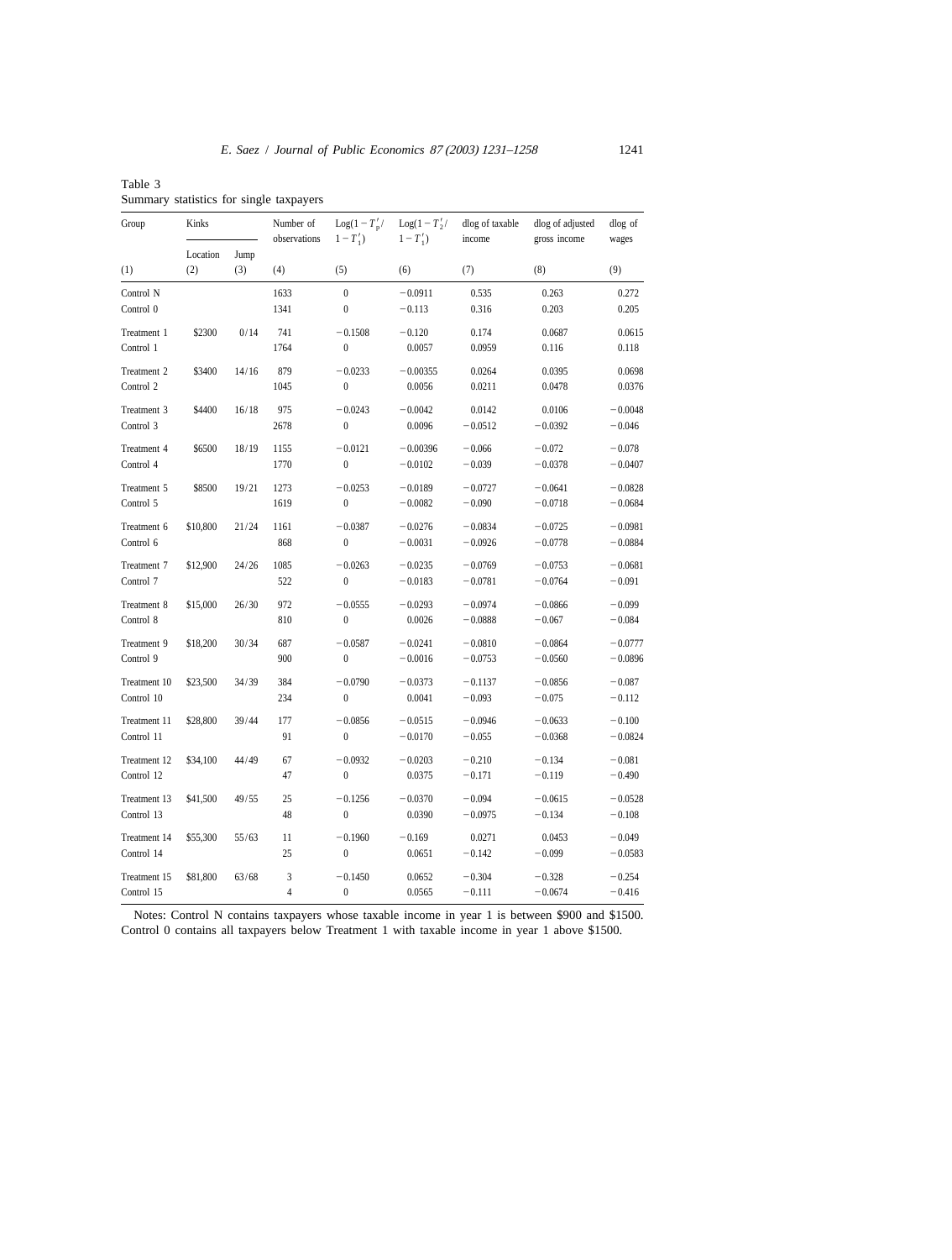Table 3
Summary statistics for single taxpayers

| Group | Kinks | | Number of observations | $\text{Log}(1-T'_p/1-T'_1)$ | $\text{Log}(1-T'_2/1-T'_1)$ | dlog of taxable income | dlog of adjusted gross income | dlog of wages |
|---|---|---|---|---|---|---|---|---|
| | Location | Jump | | | | | | |
| (1) | (2) | (3) | (4) | (5) | (6) | (7) | (8) | (9) |
| Control N | | | 1633 | 0 | −0.0911 | 0.535 | 0.263 | 0.272 |
| Control 0 | | | 1341 | 0 | −0.113 | 0.316 | 0.203 | 0.205 |
| Treatment 1 | \$2300 | 0/14 | 741 | −0.1508 | −0.120 | 0.174 | 0.0687 | 0.0615 |
| Control 1 | | | 1764 | 0 | 0.0057 | 0.0959 | 0.116 | 0.118 |
| Treatment 2 | \$3400 | 14/16 | 879 | −0.0233 | −0.00355 | 0.0264 | 0.0395 | 0.0698 |
| Control 2 | | | 1045 | 0 | 0.0056 | 0.0211 | 0.0478 | 0.0376 |
| Treatment 3 | \$4400 | 16/18 | 975 | −0.0243 | −0.0042 | 0.0142 | 0.0106 | −0.0048 |
| Control 3 | | | 2678 | 0 | 0.0096 | −0.0512 | −0.0392 | −0.046 |
| Treatment 4 | \$6500 | 18/19 | 1155 | −0.0121 | −0.00396 | −0.066 | −0.072 | −0.078 |
| Control 4 | | | 1770 | 0 | −0.0102 | −0.039 | −0.0378 | −0.0407 |
| Treatment 5 | \$8500 | 19/21 | 1273 | −0.0253 | −0.0189 | −0.0727 | −0.0641 | −0.0828 |
| Control 5 | | | 1619 | 0 | −0.0082 | −0.090 | −0.0718 | −0.0684 |
| Treatment 6 | \$10,800 | 21/24 | 1161 | −0.0387 | −0.0276 | −0.0834 | −0.0725 | −0.0981 |
| Control 6 | | | 868 | 0 | −0.0031 | −0.0926 | −0.0778 | −0.0884 |
| Treatment 7 | \$12,900 | 24/26 | 1085 | −0.0263 | −0.0235 | −0.0769 | −0.0753 | −0.0681 |
| Control 7 | | | 522 | 0 | −0.0183 | −0.0781 | −0.0764 | −0.091 |
| Treatment 8 | \$15,000 | 26/30 | 972 | −0.0555 | −0.0293 | −0.0974 | −0.0866 | −0.099 |
| Control 8 | | | 810 | 0 | 0.0026 | −0.0888 | −0.067 | −0.084 |
| Treatment 9 | \$18,200 | 30/34 | 687 | −0.0587 | −0.0241 | −0.0810 | −0.0864 | −0.0777 |
| Control 9 | | | 900 | 0 | −0.0016 | −0.0753 | −0.0560 | −0.0896 |
| Treatment 10 | \$23,500 | 34/39 | 384 | −0.0790 | −0.0373 | −0.1137 | −0.0856 | −0.087 |
| Control 10 | | | 234 | 0 | 0.0041 | −0.093 | −0.075 | −0.112 |
| Treatment 11 | \$28,800 | 39/44 | 177 | −0.0856 | −0.0515 | −0.0946 | −0.0633 | −0.100 |
| Control 11 | | | 91 | 0 | −0.0170 | −0.055 | −0.0368 | −0.0824 |
| Treatment 12 | \$34,100 | 44/49 | 67 | −0.0932 | −0.0203 | −0.210 | −0.134 | −0.081 |
| Control 12 | | | 47 | 0 | 0.0375 | −0.171 | −0.119 | −0.490 |
| Treatment 13 | \$41,500 | 49/55 | 25 | −0.1256 | −0.0370 | −0.094 | −0.0615 | −0.0528 |
| Control 13 | | | 48 | 0 | 0.0390 | −0.0975 | −0.134 | −0.108 |
| Treatment 14 | \$55,300 | 55/63 | 11 | −0.1960 | −0.169 | 0.0271 | 0.0453 | −0.049 |
| Control 14 | | | 25 | 0 | 0.0651 | −0.142 | −0.099 | −0.0583 |
| Treatment 15 | \$81,800 | 63/68 | 3 | −0.1450 | 0.0652 | −0.304 | −0.328 | −0.254 |
| Control 15 | | | 4 | 0 | 0.0565 | −0.111 | −0.0674 | −0.416 |

Notes: Control N contains taxpayers whose taxable income in year 1 is between \$900 and \$1500. Control 0 contains all taxpayers below Treatment 1 with taxable income in year 1 above \$1500.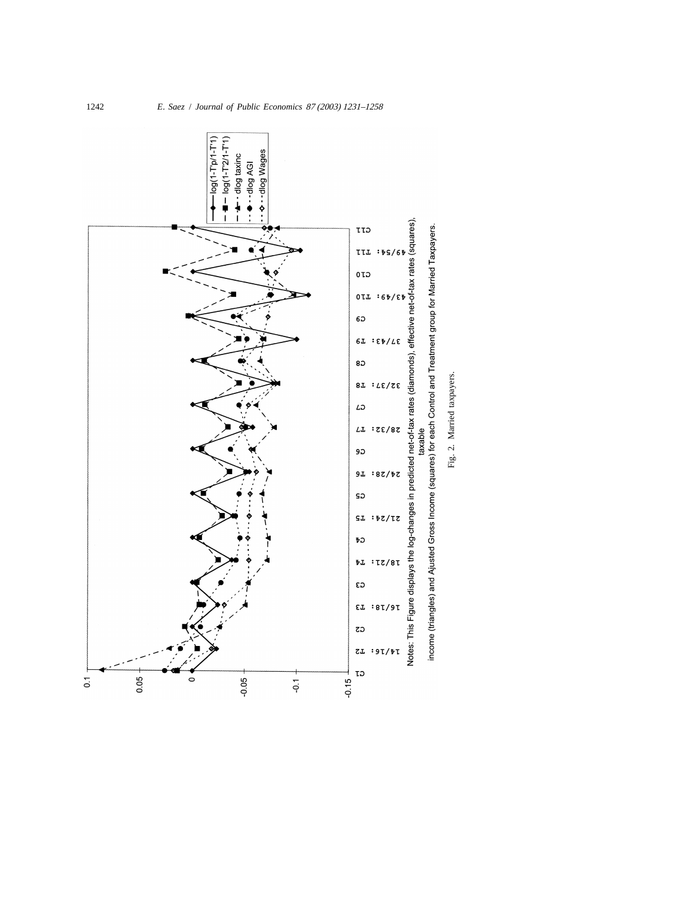Notes: This Figure displays the log-changes in predicted net-of-tax rates (diamonds), effective net-of-tax rates (squares), taxable income (triangles) and Ajusted Gross Income (squares) for each Control and Treatment group for Married Taxpayers.

Fig. 2. Married taxpayers.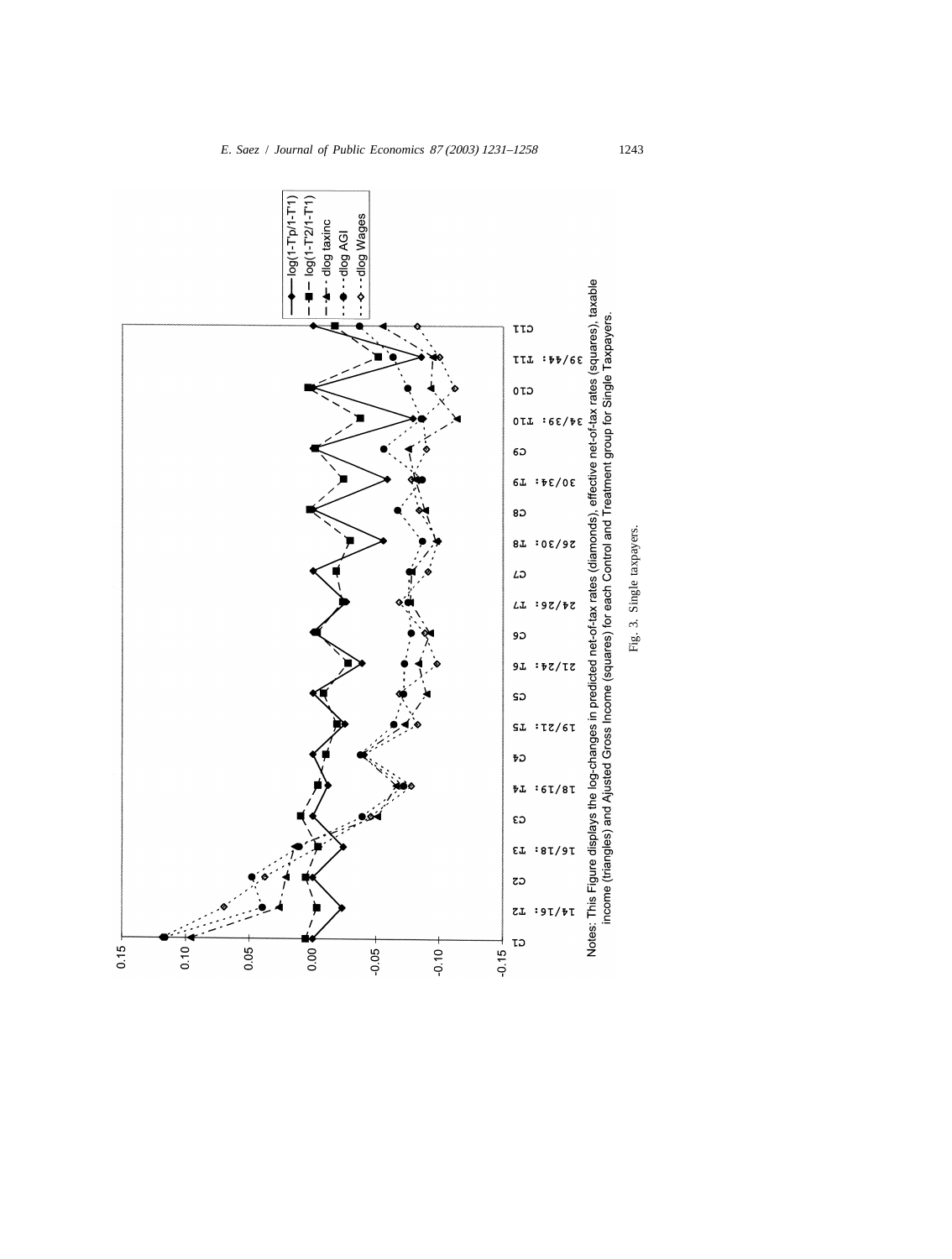Notes: This Figure displays the log-changes in predicted net-of-tax rates (diamonds), effective net-of-tax rates (squares), taxable income (triangles) and Ajusted Gross Income (squares) for each Control and Treatment group for Single Taxpayers.

Fig. 3. Single taxpayers.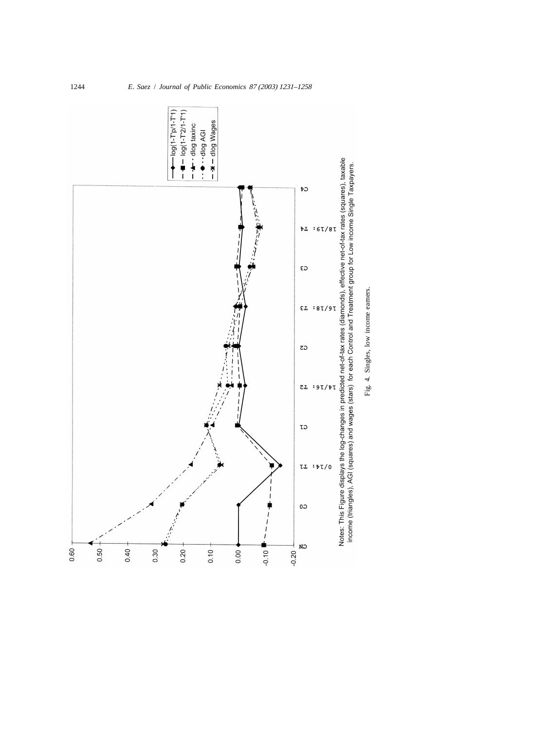Notes: This Figure displays the log-changes in predicted net-of-tax rates (diamonds), effective net-of-tax rates (squares), taxable income (triangles), AGI (squares) and wages (stars) for each Control and Treatment group for Low income Single Taxpayers.

Fig. 4. Singles, low income earners.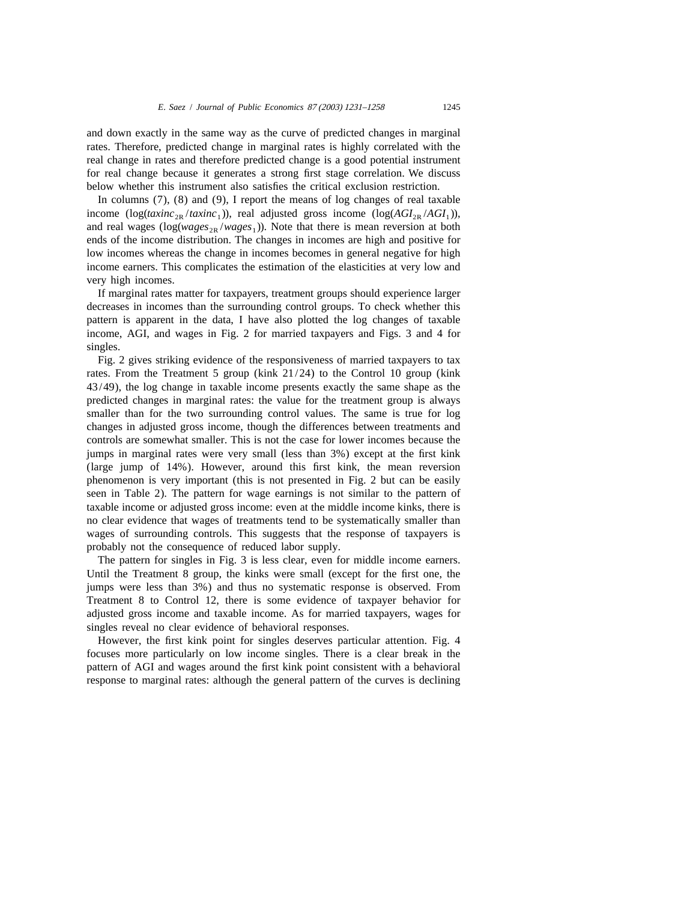and down exactly in the same way as the curve of predicted changes in marginal rates. Therefore, predicted change in marginal rates is highly correlated with the real change in rates and therefore predicted change is a good potential instrument for real change because it generates a strong first stage correlation. We discuss below whether this instrument also satisfies the critical exclusion restriction.

In columns (7), (8) and (9), I report the means of log changes of real taxable income ($\log(taxinc_{2R}/taxinc_1)$), real adjusted gross income ($\log(AGI_{2R}/AGI_1)$), and real wages ($\log(wages_{2R}/wages_1)$). Note that there is mean reversion at both ends of the income distribution. The changes in incomes are high and positive for low incomes whereas the change in incomes becomes in general negative for high income earners. This complicates the estimation of the elasticities at very low and very high incomes.

If marginal rates matter for taxpayers, treatment groups should experience larger decreases in incomes than the surrounding control groups. To check whether this pattern is apparent in the data, I have also plotted the log changes of taxable income, AGI, and wages in Fig. 2 for married taxpayers and Figs. 3 and 4 for singles.

Fig. 2 gives striking evidence of the responsiveness of married taxpayers to tax rates. From the Treatment 5 group (kink 21/24) to the Control 10 group (kink 43/49), the log change in taxable income presents exactly the same shape as the predicted changes in marginal rates: the value for the treatment group is always smaller than for the two surrounding control values. The same is true for log changes in adjusted gross income, though the differences between treatments and controls are somewhat smaller. This is not the case for lower incomes because the jumps in marginal rates were very small (less than 3%) except at the first kink (large jump of 14%). However, around this first kink, the mean reversion phenomenon is very important (this is not presented in Fig. 2 but can be easily seen in Table 2). The pattern for wage earnings is not similar to the pattern of taxable income or adjusted gross income: even at the middle income kinks, there is no clear evidence that wages of treatments tend to be systematically smaller than wages of surrounding controls. This suggests that the response of taxpayers is probably not the consequence of reduced labor supply.

The pattern for singles in Fig. 3 is less clear, even for middle income earners. Until the Treatment 8 group, the kinks were small (except for the first one, the jumps were less than 3%) and thus no systematic response is observed. From Treatment 8 to Control 12, there is some evidence of taxpayer behavior for adjusted gross income and taxable income. As for married taxpayers, wages for singles reveal no clear evidence of behavioral responses.

However, the first kink point for singles deserves particular attention. Fig. 4 focuses more particularly on low income singles. There is a clear break in the pattern of AGI and wages around the first kink point consistent with a behavioral response to marginal rates: although the general pattern of the curves is declining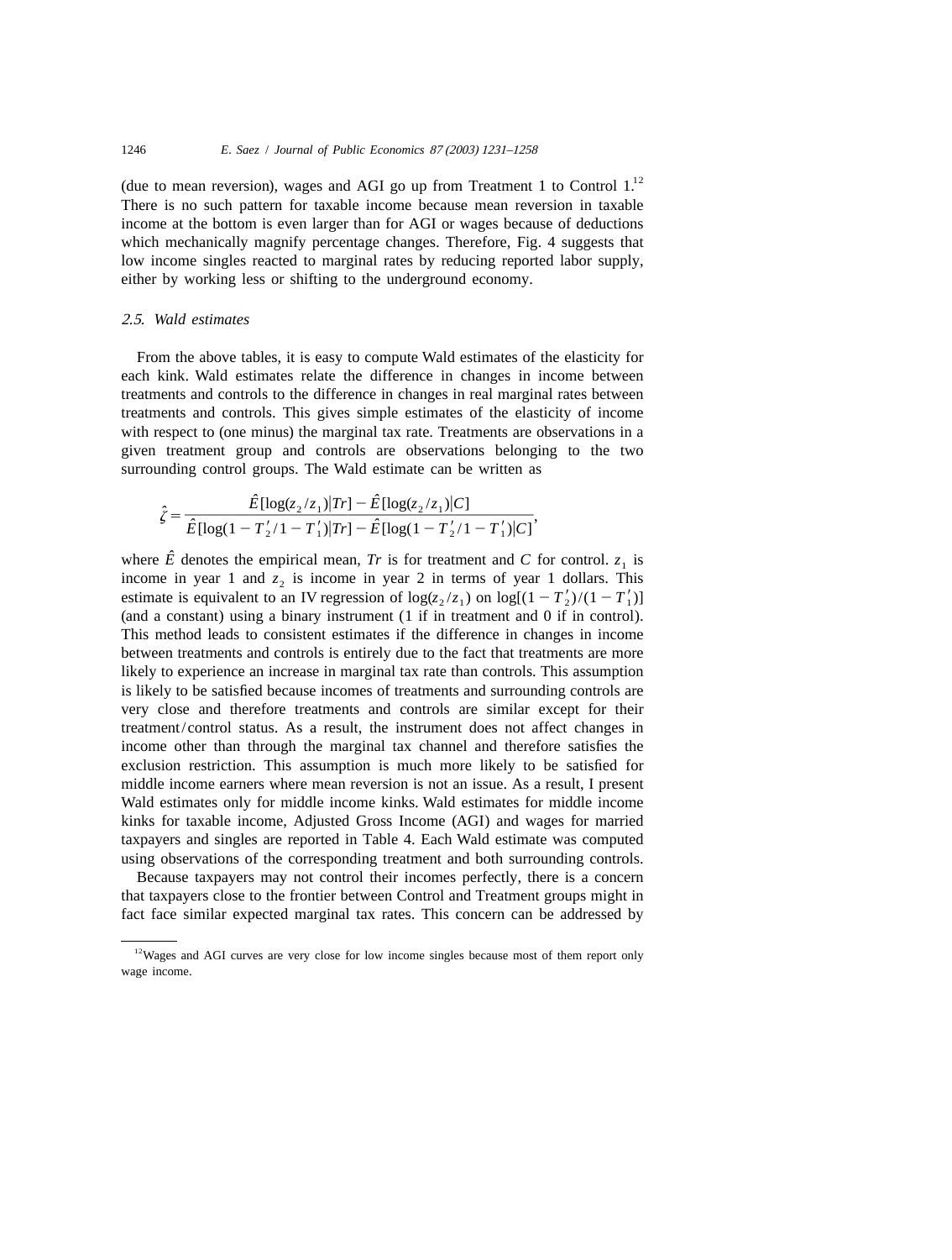(due to mean reversion), wages and AGI go up from Treatment 1 to Control 1.[12] There is no such pattern for taxable income because mean reversion in taxable income at the bottom is even larger than for AGI or wages because of deductions which mechanically magnify percentage changes. Therefore, Fig. 4 suggests that low income singles reacted to marginal rates by reducing reported labor supply, either by working less or shifting to the underground economy.

### *2.5. Wald estimates*

From the above tables, it is easy to compute Wald estimates of the elasticity for each kink. Wald estimates relate the difference in changes in income between treatments and controls to the difference in changes in real marginal rates between treatments and controls. This gives simple estimates of the elasticity of income with respect to (one minus) the marginal tax rate. Treatments are observations in a given treatment group and controls are observations belonging to the two surrounding control groups. The Wald estimate can be written as

$$\hat{\zeta} = \frac{\hat{E}[\log(z_2/z_1)|Tr] - \hat{E}[\log(z_2/z_1)|C]}{\hat{E}[\log(1 - T_2'/1 - T_1')|Tr] - \hat{E}[\log(1 - T_2'/1 - T_1')|C]},$$

where $\hat{E}$ denotes the empirical mean, $Tr$ is for treatment and $C$ for control. $z_1$ is income in year 1 and $z_2$ is income in year 2 in terms of year 1 dollars. This estimate is equivalent to an IV regression of $\log(z_2/z_1)$ on $\log[(1 - T_2')/(1 - T_1')]$ (and a constant) using a binary instrument (1 if in treatment and 0 if in control). This method leads to consistent estimates if the difference in changes in income between treatments and controls is entirely due to the fact that treatments are more likely to experience an increase in marginal tax rate than controls. This assumption is likely to be satisfied because incomes of treatments and surrounding controls are very close and therefore treatments and controls are similar except for their treatment/control status. As a result, the instrument does not affect changes in income other than through the marginal tax channel and therefore satisfies the exclusion restriction. This assumption is much more likely to be satisfied for middle income earners where mean reversion is not an issue. As a result, I present Wald estimates only for middle income kinks. Wald estimates for middle income kinks for taxable income, Adjusted Gross Income (AGI) and wages for married taxpayers and singles are reported in Table 4. Each Wald estimate was computed using observations of the corresponding treatment and both surrounding controls.

Because taxpayers may not control their incomes perfectly, there is a concern that taxpayers close to the frontier between Control and Treatment groups might in fact face similar expected marginal tax rates. This concern can be addressed by

---

[12] Wages and AGI curves are very close for low income singles because most of them report only wage income.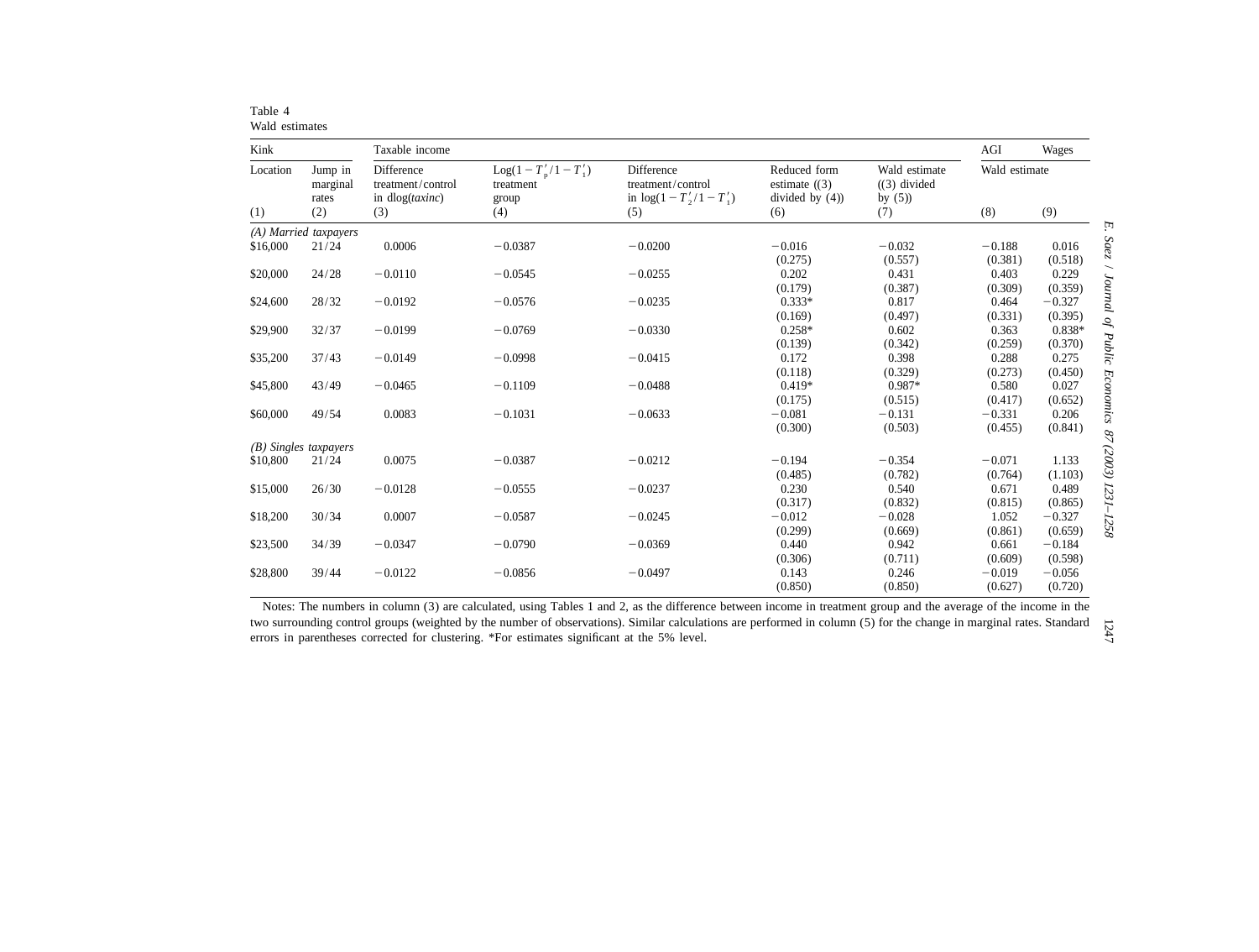Table 4
Wald estimates

| Kink | | Taxable income | | | | | AGI | Wages |
|---|---|---|---|---|---|---|---|---|
| Location | Jump in marginal rates | Difference treatment/control in dlog(*taxinc*) | $\text{Log}(1-T'_p/1-T'_1)$ treatment group | Difference treatment/control in $\log(1-T'_2/1-T'_1)$ | Reduced form estimate ((3) divided by (4)) | Wald estimate ((3) divided by (5)) | Wald estimate | |
| (1) | (2) | (3) | (4) | (5) | (6) | (7) | (8) | (9) |
| *(A) Married taxpayers* | | | | | | | | |
| \$16,000 | 21/24 | 0.0006 | −0.0387 | −0.0200 | −0.016 | −0.032 | −0.188 | 0.016 |
| | | | | | (0.275) | (0.557) | (0.381) | (0.518) |
| \$20,000 | 24/28 | −0.0110 | −0.0545 | −0.0255 | 0.202 | 0.431 | 0.403 | 0.229 |
| | | | | | (0.179) | (0.387) | (0.309) | (0.359) |
| \$24,600 | 28/32 | −0.0192 | −0.0576 | −0.0235 | 0.333* | 0.817 | 0.464 | −0.327 |
| | | | | | (0.169) | (0.497) | (0.331) | (0.395) |
| \$29,900 | 32/37 | −0.0199 | −0.0769 | −0.0330 | 0.258* | 0.602 | 0.363 | 0.838* |
| | | | | | (0.139) | (0.342) | (0.259) | (0.370) |
| \$35,200 | 37/43 | −0.0149 | −0.0998 | −0.0415 | 0.172 | 0.398 | 0.288 | 0.275 |
| | | | | | (0.118) | (0.329) | (0.273) | (0.450) |
| \$45,800 | 43/49 | −0.0465 | −0.1109 | −0.0488 | 0.419* | 0.987* | 0.580 | 0.027 |
| | | | | | (0.175) | (0.515) | (0.417) | (0.652) |
| \$60,000 | 49/54 | 0.0083 | −0.1031 | −0.0633 | −0.081 | −0.131 | −0.331 | 0.206 |
| | | | | | (0.300) | (0.503) | (0.455) | (0.841) |
| *(B) Singles taxpayers* | | | | | | | | |
| \$10,800 | 21/24 | 0.0075 | −0.0387 | −0.0212 | −0.194 | −0.354 | −0.071 | 1.133 |
| | | | | | (0.485) | (0.782) | (0.764) | (1.103) |
| \$15,000 | 26/30 | −0.0128 | −0.0555 | −0.0237 | 0.230 | 0.540 | 0.671 | 0.489 |
| | | | | | (0.317) | (0.832) | (0.815) | (0.865) |
| \$18,200 | 30/34 | 0.0007 | −0.0587 | −0.0245 | −0.012 | −0.028 | 1.052 | −0.327 |
| | | | | | (0.299) | (0.669) | (0.861) | (0.659) |
| \$23,500 | 34/39 | −0.0347 | −0.0790 | −0.0369 | 0.440 | 0.942 | 0.661 | −0.184 |
| | | | | | (0.306) | (0.711) | (0.609) | (0.598) |
| \$28,800 | 39/44 | −0.0122 | −0.0856 | −0.0497 | 0.143 | 0.246 | −0.019 | −0.056 |
| | | | | | (0.850) | (0.850) | (0.627) | (0.720) |

Notes: The numbers in column (3) are calculated, using Tables 1 and 2, as the difference between income in treatment group and the average of the income in the two surrounding control groups (weighted by the number of observations). Similar calculations are performed in column (5) for the change in marginal rates. Standard errors in parentheses corrected for clustering. *For estimates significant at the 5% level.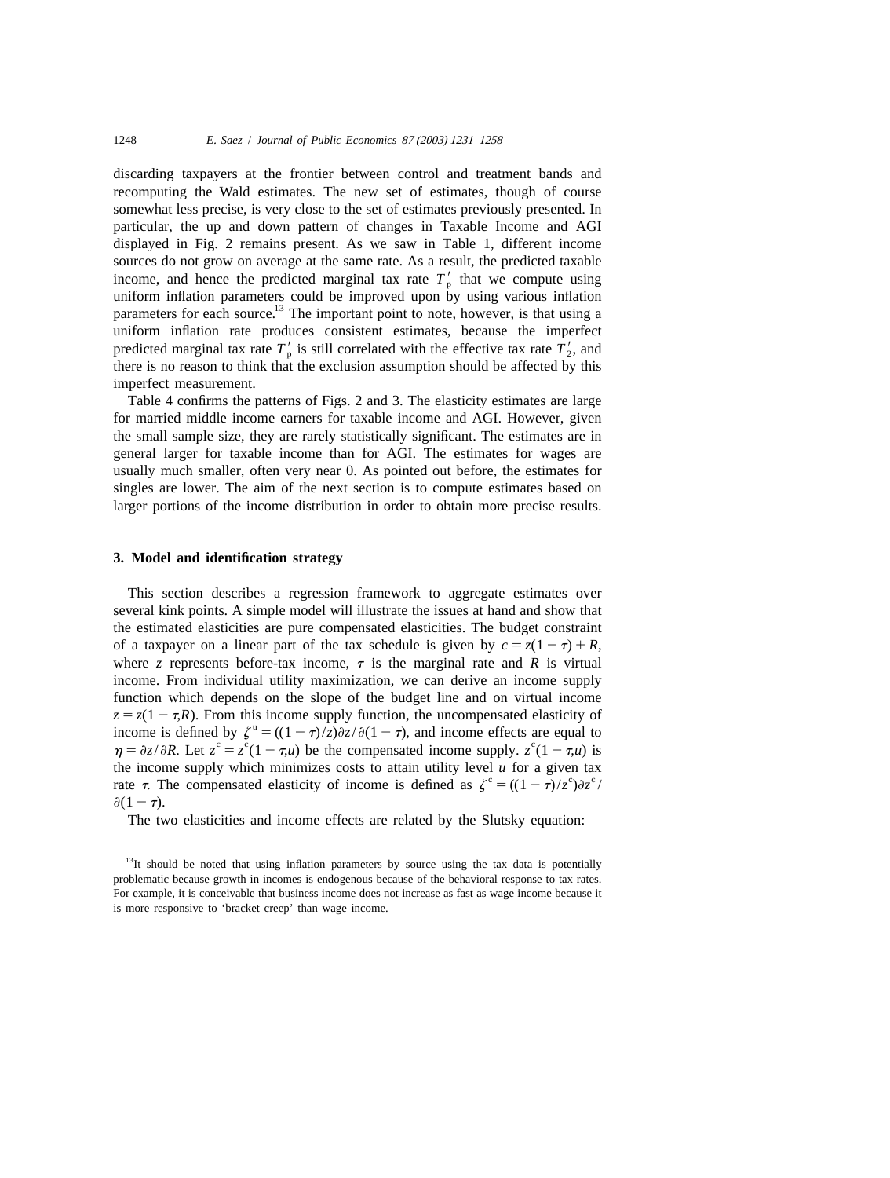discarding taxpayers at the frontier between control and treatment bands and recomputing the Wald estimates. The new set of estimates, though of course somewhat less precise, is very close to the set of estimates previously presented. In particular, the up and down pattern of changes in Taxable Income and AGI displayed in Fig. 2 remains present. As we saw in Table 1, different income sources do not grow on average at the same rate. As a result, the predicted taxable income, and hence the predicted marginal tax rate $T'_p$ that we compute using uniform inflation parameters could be improved upon by using various inflation parameters for each source.[13] The important point to note, however, is that using a uniform inflation rate produces consistent estimates, because the imperfect predicted marginal tax rate $T'_p$ is still correlated with the effective tax rate $T'_2$, and there is no reason to think that the exclusion assumption should be affected by this imperfect measurement.

Table 4 confirms the patterns of Figs. 2 and 3. The elasticity estimates are large for married middle income earners for taxable income and AGI. However, given the small sample size, they are rarely statistically significant. The estimates are in general larger for taxable income than for AGI. The estimates for wages are usually much smaller, often very near 0. As pointed out before, the estimates for singles are lower. The aim of the next section is to compute estimates based on larger portions of the income distribution in order to obtain more precise results.

## 3. Model and identification strategy

This section describes a regression framework to aggregate estimates over several kink points. A simple model will illustrate the issues at hand and show that the estimated elasticities are pure compensated elasticities. The budget constraint of a taxpayer on a linear part of the tax schedule is given by $c = z(1-\tau) + R$, where $z$ represents before-tax income, $\tau$ is the marginal rate and $R$ is virtual income. From individual utility maximization, we can derive an income supply function which depends on the slope of the budget line and on virtual income $z = z(1-\tau, R)$. From this income supply function, the uncompensated elasticity of income is defined by $\zeta^u = ((1-\tau)/z)\partial z/\partial(1-\tau)$, and income effects are equal to $\eta = \partial z/\partial R$. Let $z^c = z^c(1-\tau, u)$ be the compensated income supply. $z^c(1-\tau, u)$ is the income supply which minimizes costs to attain utility level $u$ for a given tax rate $\tau$. The compensated elasticity of income is defined as $\zeta^c = ((1-\tau)/z^c)\partial z^c/\partial(1-\tau)$.

The two elasticities and income effects are related by the Slutsky equation:

[13] It should be noted that using inflation parameters by source using the tax data is potentially problematic because growth in incomes is endogenous because of the behavioral response to tax rates. For example, it is conceivable that business income does not increase as fast as wage income because it is more responsive to 'bracket creep' than wage income.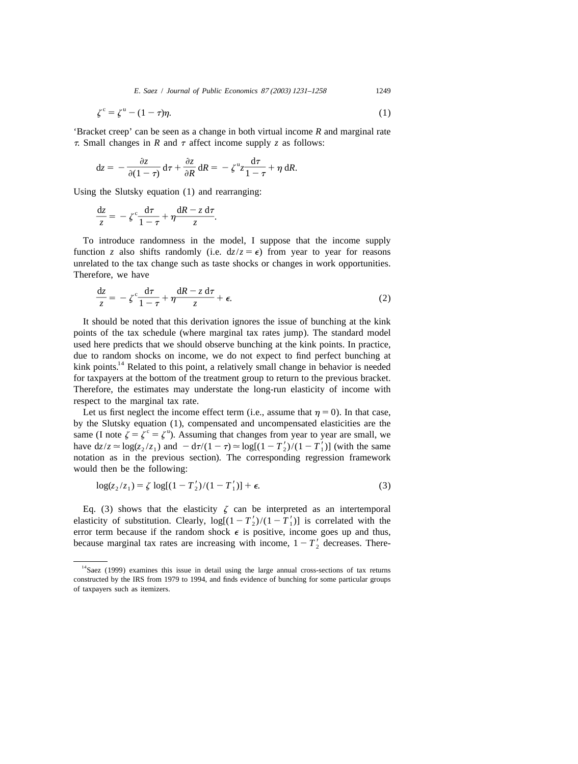$$\zeta^c = \zeta^u - (1-\tau)\eta. \tag{1}$$

'Bracket creep' can be seen as a change in both virtual income $R$ and marginal rate $\tau$. Small changes in $R$ and $\tau$ affect income supply $z$ as follows:

$$\mathrm{d}z = -\frac{\partial z}{\partial(1-\tau)}\,\mathrm{d}\tau + \frac{\partial z}{\partial R}\,\mathrm{d}R = -\zeta^u z\frac{\mathrm{d}\tau}{1-\tau} + \eta\,\mathrm{d}R.$$

Using the Slutsky equation (1) and rearranging:

$$\frac{\mathrm{d}z}{z} = -\zeta^c\frac{\mathrm{d}\tau}{1-\tau} + \eta\frac{\mathrm{d}R - z\,\mathrm{d}\tau}{z}.$$

To introduce randomness in the model, I suppose that the income supply function $z$ also shifts randomly (i.e. $\mathrm{d}z/z = \epsilon$) from year to year for reasons unrelated to the tax change such as taste shocks or changes in work opportunities. Therefore, we have

$$\frac{\mathrm{d}z}{z} = -\zeta^c\frac{\mathrm{d}\tau}{1-\tau} + \eta\frac{\mathrm{d}R - z\,\mathrm{d}\tau}{z} + \epsilon. \tag{2}$$

It should be noted that this derivation ignores the issue of bunching at the kink points of the tax schedule (where marginal tax rates jump). The standard model used here predicts that we should observe bunching at the kink points. In practice, due to random shocks on income, we do not expect to find perfect bunching at kink points.[14] Related to this point, a relatively small change in behavior is needed for taxpayers at the bottom of the treatment group to return to the previous bracket. Therefore, the estimates may understate the long-run elasticity of income with respect to the marginal tax rate.

Let us first neglect the income effect term (i.e., assume that $\eta = 0$). In that case, by the Slutsky equation (1), compensated and uncompensated elasticities are the same (I note $\zeta = \zeta^c = \zeta^u$). Assuming that changes from year to year are small, we have $\mathrm{d}z/z \simeq \log(z_2/z_1)$ and $-\mathrm{d}\tau/(1-\tau) \simeq \log[(1-T_2')/(1-T_1')]$ (with the same notation as in the previous section). The corresponding regression framework would then be the following:

$$\log(z_2/z_1) = \zeta\,\log[(1-T_2')/(1-T_1')] + \epsilon. \tag{3}$$

Eq. (3) shows that the elasticity $\zeta$ can be interpreted as an intertemporal elasticity of substitution. Clearly, $\log[(1-T_2')/(1-T_1')]$ is correlated with the error term because if the random shock $\epsilon$ is positive, income goes up and thus, because marginal tax rates are increasing with income, $1-T_2'$ decreases. There-

[14] Saez (1999) examines this issue in detail using the large annual cross-sections of tax returns constructed by the IRS from 1979 to 1994, and finds evidence of bunching for some particular groups of taxpayers such as itemizers.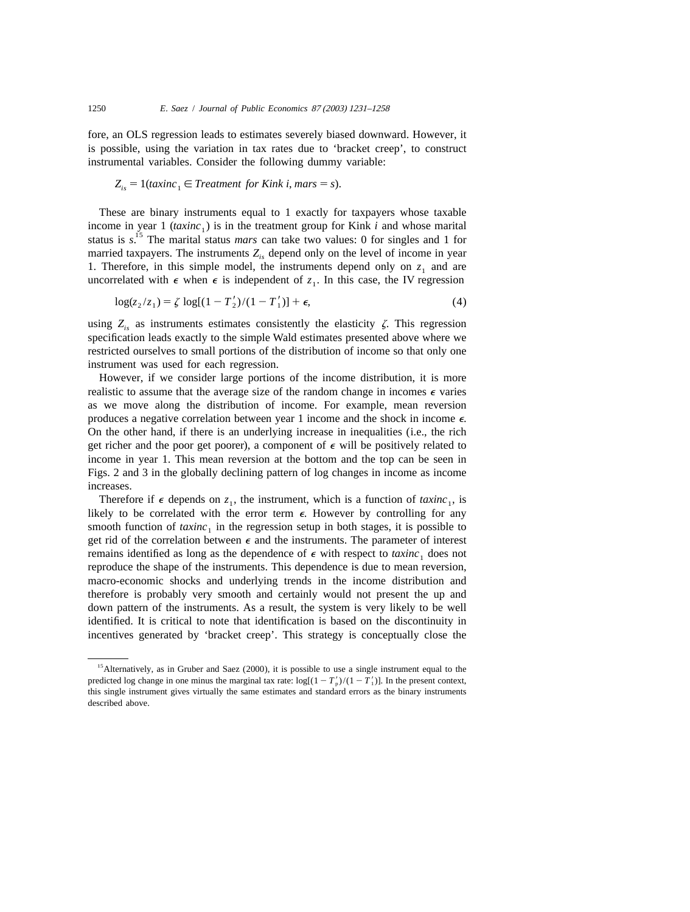fore, an OLS regression leads to estimates severely biased downward. However, it is possible, using the variation in tax rates due to 'bracket creep', to construct instrumental variables. Consider the following dummy variable:

$$Z_{is} = 1(taxinc_1 \in Treatment\ for\ Kink\ i, mars = s).$$

These are binary instruments equal to 1 exactly for taxpayers whose taxable income in year 1 ($taxinc_1$) is in the treatment group for Kink $i$ and whose marital status is $s$.[15] The marital status *mars* can take two values: 0 for singles and 1 for married taxpayers. The instruments $Z_{is}$ depend only on the level of income in year 1. Therefore, in this simple model, the instruments depend only on $z_1$ and are uncorrelated with $\epsilon$ when $\epsilon$ is independent of $z_1$. In this case, the IV regression

$$\log(z_2/z_1) = \zeta \log[(1 - T'_2)/(1 - T'_1)] + \epsilon, \tag{4}$$

using $Z_{is}$ as instruments estimates consistently the elasticity $\zeta$. This regression specification leads exactly to the simple Wald estimates presented above where we restricted ourselves to small portions of the distribution of income so that only one instrument was used for each regression.

However, if we consider large portions of the income distribution, it is more realistic to assume that the average size of the random change in incomes $\epsilon$ varies as we move along the distribution of income. For example, mean reversion produces a negative correlation between year 1 income and the shock in income $\epsilon$. On the other hand, if there is an underlying increase in inequalities (i.e., the rich get richer and the poor get poorer), a component of $\epsilon$ will be positively related to income in year 1. This mean reversion at the bottom and the top can be seen in Figs. 2 and 3 in the globally declining pattern of log changes in income as income increases.

Therefore if $\epsilon$ depends on $z_1$, the instrument, which is a function of $taxinc_1$, is likely to be correlated with the error term $\epsilon$. However by controlling for any smooth function of $taxinc_1$ in the regression setup in both stages, it is possible to get rid of the correlation between $\epsilon$ and the instruments. The parameter of interest remains identified as long as the dependence of $\epsilon$ with respect to $taxinc_1$ does not reproduce the shape of the instruments. This dependence is due to mean reversion, macro-economic shocks and underlying trends in the income distribution and therefore is probably very smooth and certainly would not present the up and down pattern of the instruments. As a result, the system is very likely to be well identified. It is critical to note that identification is based on the discontinuity in incentives generated by 'bracket creep'. This strategy is conceptually close the

[15] Alternatively, as in Gruber and Saez (2000), it is possible to use a single instrument equal to the predicted log change in one minus the marginal tax rate: $\log[(1 - T'_p)/(1 - T'_1)]$. In the present context, this single instrument gives virtually the same estimates and standard errors as the binary instruments described above.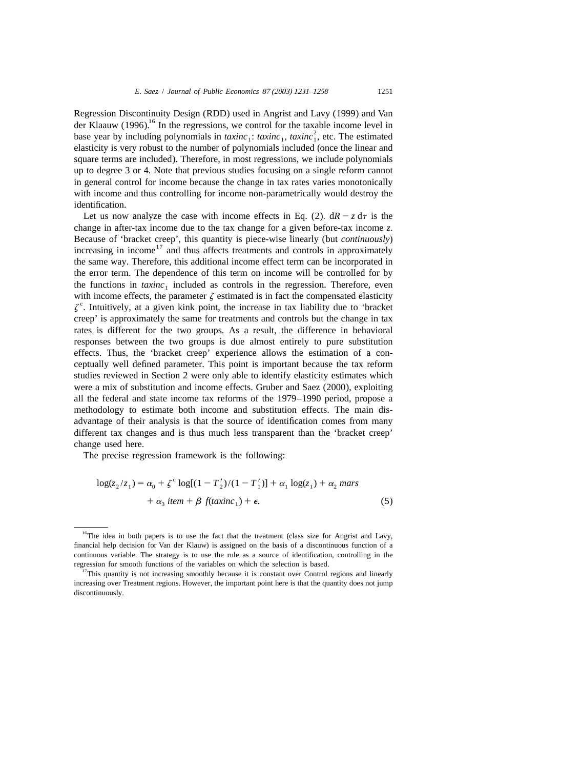Regression Discontinuity Design (RDD) used in Angrist and Lavy (1999) and Van der Klaauw (1996).[16] In the regressions, we control for the taxable income level in base year by including polynomials in $taxinc_1$: $taxinc_1$, $taxinc_1^2$, etc. The estimated elasticity is very robust to the number of polynomials included (once the linear and square terms are included). Therefore, in most regressions, we include polynomials up to degree 3 or 4. Note that previous studies focusing on a single reform cannot in general control for income because the change in tax rates varies monotonically with income and thus controlling for income non-parametrically would destroy the identification.

Let us now analyze the case with income effects in Eq. (2). $dR - z\,d\tau$ is the change in after-tax income due to the tax change for a given before-tax income $z$. Because of 'bracket creep', this quantity is piece-wise linearly (but *continuously*) increasing in income[17] and thus affects treatments and controls in approximately the same way. Therefore, this additional income effect term can be incorporated in the error term. The dependence of this term on income will be controlled for by the functions in $taxinc_1$ included as controls in the regression. Therefore, even with income effects, the parameter $\zeta$ estimated is in fact the compensated elasticity $\zeta^c$. Intuitively, at a given kink point, the increase in tax liability due to 'bracket creep' is approximately the same for treatments and controls but the change in tax rates is different for the two groups. As a result, the difference in behavioral responses between the two groups is due almost entirely to pure substitution effects. Thus, the 'bracket creep' experience allows the estimation of a conceptually well defined parameter. This point is important because the tax reform studies reviewed in Section 2 were only able to identify elasticity estimates which were a mix of substitution and income effects. Gruber and Saez (2000), exploiting all the federal and state income tax reforms of the 1979–1990 period, propose a methodology to estimate both income and substitution effects. The main disadvantage of their analysis is that the source of identification comes from many different tax changes and is thus much less transparent than the 'bracket creep' change used here.

The precise regression framework is the following:

$$\log(z_2/z_1) = \alpha_0 + \zeta^c \log[(1 - T_2')/(1 - T_1')] + \alpha_1 \log(z_1) + \alpha_2\, mars + \alpha_3\, item + \beta\, f(taxinc_1) + \epsilon. \tag{5}$$

---

[16] The idea in both papers is to use the fact that the treatment (class size for Angrist and Lavy, financial help decision for Van der Klauw) is assigned on the basis of a discontinuous function of a continuous variable. The strategy is to use the rule as a source of identification, controlling in the regression for smooth functions of the variables on which the selection is based.

[17] This quantity is not increasing smoothly because it is constant over Control regions and linearly increasing over Treatment regions. However, the important point here is that the quantity does not jump discontinuously.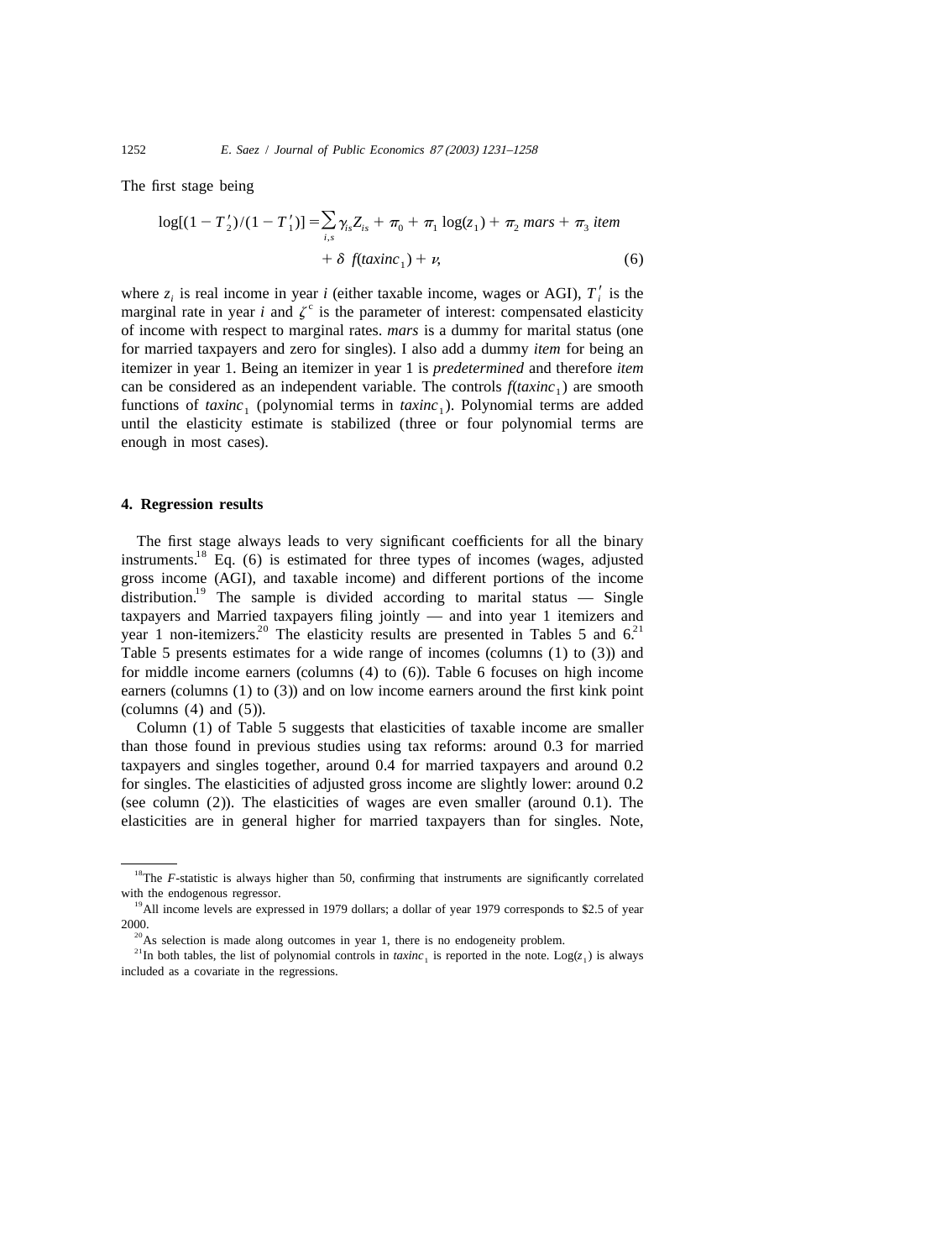The first stage being

$$\log[(1 - T'_2)/(1 - T'_1)] = \sum_{i,s} \gamma_{is} Z_{is} + \pi_0 + \pi_1 \log(z_1) + \pi_2 \, mars + \pi_3 \, item + \delta \, f(taxinc_1) + \nu, \tag{6}$$

where $z_i$ is real income in year $i$ (either taxable income, wages or AGI), $T'_i$ is the marginal rate in year $i$ and $\zeta^c$ is the parameter of interest: compensated elasticity of income with respect to marginal rates. *mars* is a dummy for marital status (one for married taxpayers and zero for singles). I also add a dummy *item* for being an itemizer in year 1. Being an itemizer in year 1 is *predetermined* and therefore *item* can be considered as an independent variable. The controls $f(taxinc_1)$ are smooth functions of $taxinc_1$ (polynomial terms in $taxinc_1$). Polynomial terms are added until the elasticity estimate is stabilized (three or four polynomial terms are enough in most cases).

## 4. Regression results

The first stage always leads to very significant coefficients for all the binary instruments.[18] Eq. (6) is estimated for three types of incomes (wages, adjusted gross income (AGI), and taxable income) and different portions of the income distribution.[19] The sample is divided according to marital status — Single taxpayers and Married taxpayers filing jointly — and into year 1 itemizers and year 1 non-itemizers.[20] The elasticity results are presented in Tables 5 and 6.[21] Table 5 presents estimates for a wide range of incomes (columns (1) to (3)) and for middle income earners (columns (4) to (6)). Table 6 focuses on high income earners (columns (1) to (3)) and on low income earners around the first kink point (columns (4) and (5)).

Column (1) of Table 5 suggests that elasticities of taxable income are smaller than those found in previous studies using tax reforms: around 0.3 for married taxpayers and singles together, around 0.4 for married taxpayers and around 0.2 for singles. The elasticities of adjusted gross income are slightly lower: around 0.2 (see column (2)). The elasticities of wages are even smaller (around 0.1). The elasticities are in general higher for married taxpayers than for singles. Note,

[18] The $F$-statistic is always higher than 50, confirming that instruments are significantly correlated with the endogenous regressor.

[19] All income levels are expressed in 1979 dollars; a dollar of year 1979 corresponds to \$2.5 of year 2000.

[20] As selection is made along outcomes in year 1, there is no endogeneity problem.

[21] In both tables, the list of polynomial controls in $taxinc_1$ is reported in the note. $\text{Log}(z_1)$ is always included as a covariate in the regressions.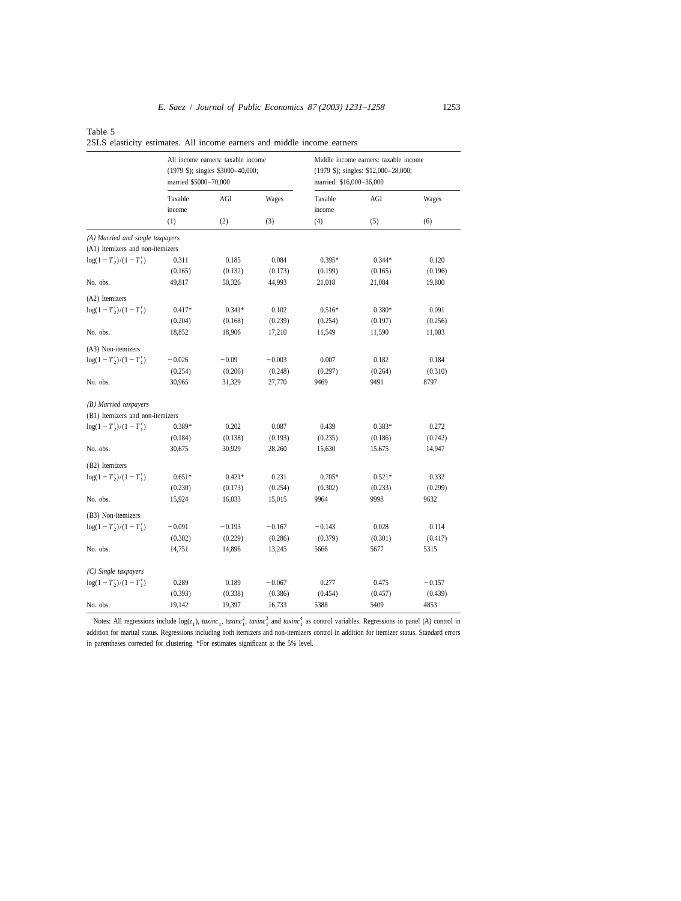Table 5

2SLS elasticity estimates. All income earners and middle income earners

| | All income earners: taxable income (1979 \$); singles \$3000–40,000; married \$5000–70,000 | | | Middle income earners: taxable income (1979 \$); singles: \$12,000–28,000; married: \$16,000–36,000 | | |
|---|---|---|---|---|---|---|
| | Taxable income | AGI | Wages | Taxable income | AGI | Wages |
| | (1) | (2) | (3) | (4) | (5) | (6) |
| *(A) Married and single taxpayers* | | | | | | |
| (A1) Itemizers and non-itemizers | | | | | | |
| $\log(1-T_2')/(1-T_1')$ | 0.311 | 0.185 | 0.084 | 0.395* | 0.344* | 0.120 |
| | (0.165) | (0.132) | (0.173) | (0.199) | (0.165) | (0.196) |
| No. obs. | 49,817 | 50,326 | 44,993 | 21,018 | 21,084 | 19,800 |
| (A2) Itemizers | | | | | | |
| $\log(1-T_2')/(1-T_1')$ | 0.417* | 0.341* | 0.102 | 0.516* | 0.380* | 0.091 |
| | (0.204) | (0.168) | (0.239) | (0.254) | (0.197) | (0.256) |
| No. obs. | 18,852 | 18,906 | 17,210 | 11,549 | 11,590 | 11,003 |
| (A3) Non-itemizers | | | | | | |
| $\log(1-T_2')/(1-T_1')$ | −0.026 | −0.09 | −0.003 | 0.007 | 0.182 | 0.184 |
| | (0.254) | (0.206) | (0.248) | (0.297) | (0.264) | (0.310) |
| No. obs. | 30,965 | 31,329 | 27,770 | 9469 | 9491 | 8797 |
| *(B) Married taxpayers* | | | | | | |
| (B1) Itemizers and non-itemizers | | | | | | |
| $\log(1-T_2')/(1-T_1')$ | 0.389* | 0.202 | 0.087 | 0.439 | 0.383* | 0.272 |
| | (0.184) | (0.138) | (0.193) | (0.235) | (0.186) | (0.242) |
| No. obs. | 30,675 | 30,929 | 28,260 | 15,630 | 15,675 | 14,947 |
| (B2) Itemizers | | | | | | |
| $\log(1-T_2')/(1-T_1')$ | 0.651* | 0.421* | 0.231 | 0.705* | 0.521* | 0.332 |
| | (0.230) | (0.173) | (0.254) | (0.302) | (0.233) | (0.299) |
| No. obs. | 15,924 | 16,033 | 15,015 | 9964 | 9998 | 9632 |
| (B3) Non-itemizers | | | | | | |
| $\log(1-T_2')/(1-T_1')$ | −0.091 | −0.193 | −0.167 | −0.143 | 0.028 | 0.114 |
| | (0.302) | (0.229) | (0.286) | (0.379) | (0.301) | (0.417) |
| No. obs. | 14,751 | 14,896 | 13,245 | 5666 | 5677 | 5315 |
| *(C) Single taxpayers* | | | | | | |
| $\log(1-T_2')/(1-T_1')$ | 0.289 | 0.189 | −0.067 | 0.277 | 0.475 | −0.157 |
| | (0.393) | (0.338) | (0.386) | (0.454) | (0.457) | (0.439) |
| No. obs. | 19,142 | 19,397 | 16,733 | 5388 | 5409 | 4853 |

Notes: All regressions include $\log(z_1)$, $taxinc_1$, $taxinc_1^2$, $taxinc_1^3$ and $taxinc_1^4$ as control variables. Regressions in panel (A) control in addition for marital status. Regressions including both itemizers and non-itemizers control in addition for itemizer status. Standard errors in parentheses corrected for clustering. *For estimates significant at the 5% level.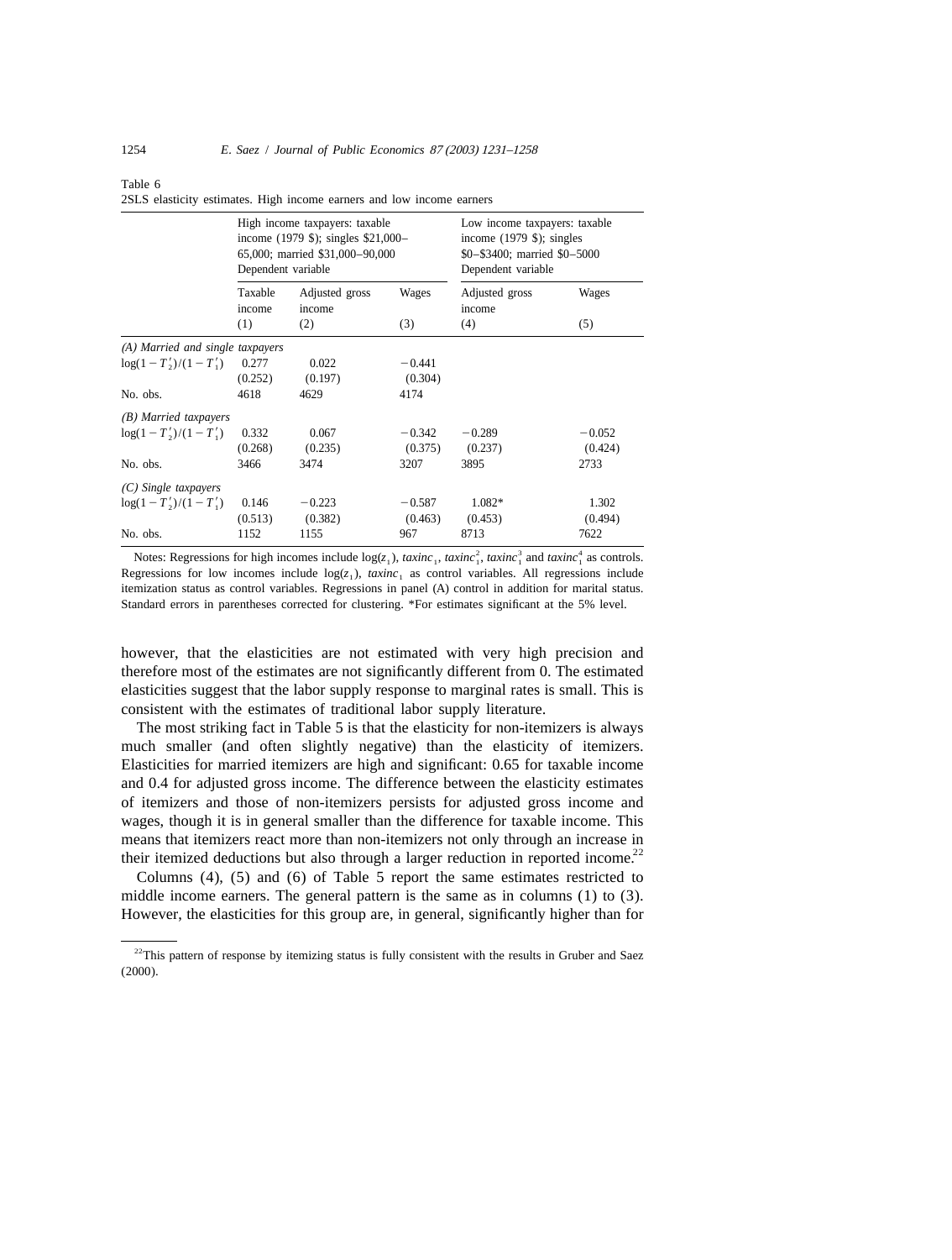Table 6

2SLS elasticity estimates. High income earners and low income earners

| | High income taxpayers: taxable income (1979 \$); singles \$21,000–65,000; married \$31,000–90,000 Dependent variable | | | Low income taxpayers: taxable income (1979 \$); singles \$0–\$3400; married \$0–5000 Dependent variable | |
|---|---|---|---|---|---|
| | Taxable income (1) | Adjusted gross income (2) | Wages (3) | Adjusted gross income (4) | Wages (5) |
| *(A) Married and single taxpayers* | | | | | |
| $\log(1-T_2')/(1-T_1')$ | 0.277 | 0.022 | −0.441 | | |
| | (0.252) | (0.197) | (0.304) | | |
| No. obs. | 4618 | 4629 | 4174 | | |
| *(B) Married taxpayers* | | | | | |
| $\log(1-T_2')/(1-T_1')$ | 0.332 | 0.067 | −0.342 | −0.289 | −0.052 |
| | (0.268) | (0.235) | (0.375) | (0.237) | (0.424) |
| No. obs. | 3466 | 3474 | 3207 | 3895 | 2733 |
| *(C) Single taxpayers* | | | | | |
| $\log(1-T_2')/(1-T_1')$ | 0.146 | −0.223 | −0.587 | 1.082* | 1.302 |
| | (0.513) | (0.382) | (0.463) | (0.453) | (0.494) |
| No. obs. | 1152 | 1155 | 967 | 8713 | 7622 |

Notes: Regressions for high incomes include $\log(z_1)$, $taxinc_1$, $taxinc_1^2$, $taxinc_1^3$ and $taxinc_1^4$ as controls. Regressions for low incomes include $\log(z_1)$, $taxinc_1$ as control variables. All regressions include itemization status as control variables. Regressions in panel (A) control in addition for marital status. Standard errors in parentheses corrected for clustering. *For estimates significant at the 5% level.

however, that the elasticities are not estimated with very high precision and therefore most of the estimates are not significantly different from 0. The estimated elasticities suggest that the labor supply response to marginal rates is small. This is consistent with the estimates of traditional labor supply literature.

The most striking fact in Table 5 is that the elasticity for non-itemizers is always much smaller (and often slightly negative) than the elasticity of itemizers. Elasticities for married itemizers are high and significant: 0.65 for taxable income and 0.4 for adjusted gross income. The difference between the elasticity estimates of itemizers and those of non-itemizers persists for adjusted gross income and wages, though it is in general smaller than the difference for taxable income. This means that itemizers react more than non-itemizers not only through an increase in their itemized deductions but also through a larger reduction in reported income.[22]

Columns (4), (5) and (6) of Table 5 report the same estimates restricted to middle income earners. The general pattern is the same as in columns (1) to (3). However, the elasticities for this group are, in general, significantly higher than for

[22] This pattern of response by itemizing status is fully consistent with the results in Gruber and Saez (2000).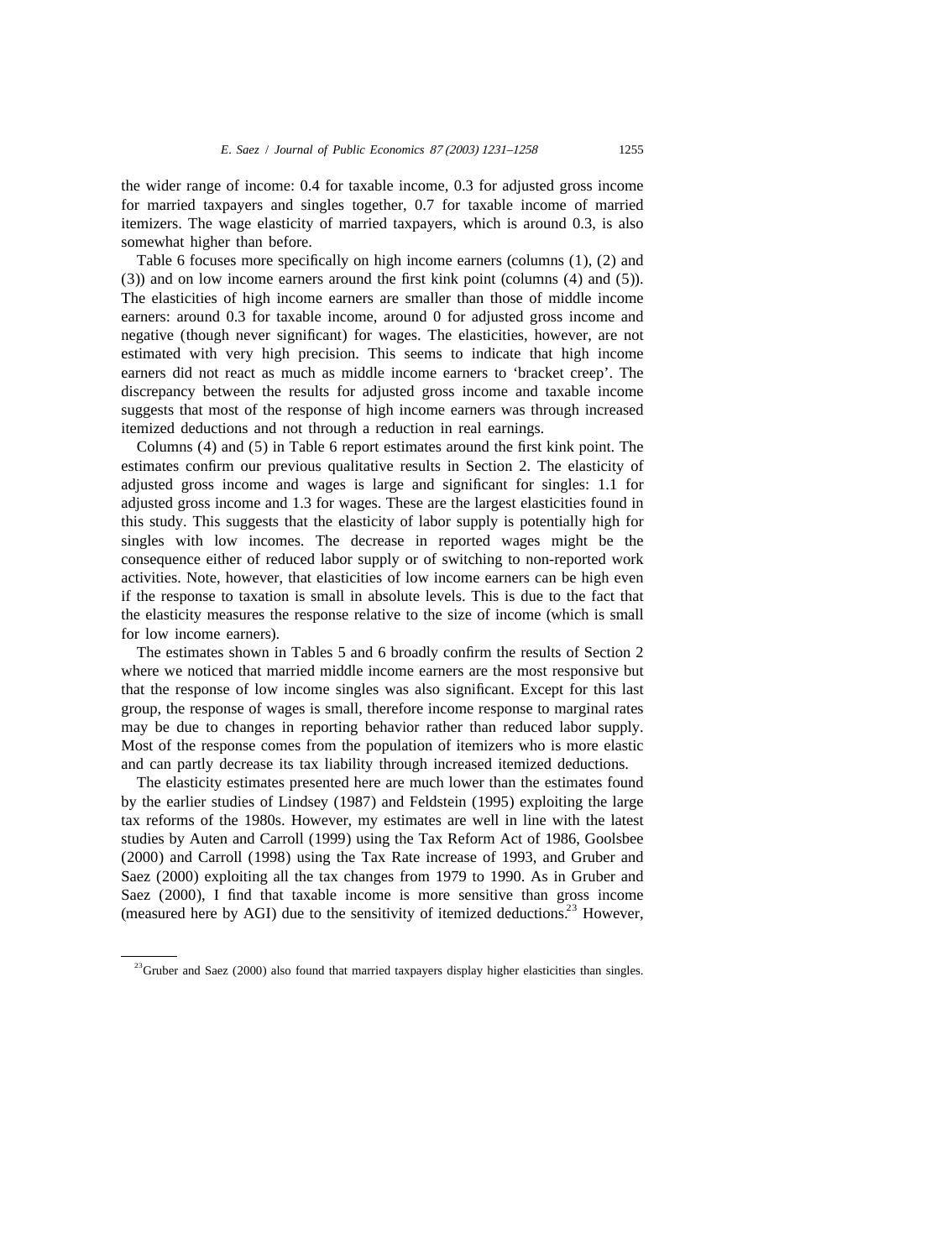the wider range of income: 0.4 for taxable income, 0.3 for adjusted gross income for married taxpayers and singles together, 0.7 for taxable income of married itemizers. The wage elasticity of married taxpayers, which is around 0.3, is also somewhat higher than before.

Table 6 focuses more specifically on high income earners (columns (1), (2) and (3)) and on low income earners around the first kink point (columns (4) and (5)). The elasticities of high income earners are smaller than those of middle income earners: around 0.3 for taxable income, around 0 for adjusted gross income and negative (though never significant) for wages. The elasticities, however, are not estimated with very high precision. This seems to indicate that high income earners did not react as much as middle income earners to 'bracket creep'. The discrepancy between the results for adjusted gross income and taxable income suggests that most of the response of high income earners was through increased itemized deductions and not through a reduction in real earnings.

Columns (4) and (5) in Table 6 report estimates around the first kink point. The estimates confirm our previous qualitative results in Section 2. The elasticity of adjusted gross income and wages is large and significant for singles: 1.1 for adjusted gross income and 1.3 for wages. These are the largest elasticities found in this study. This suggests that the elasticity of labor supply is potentially high for singles with low incomes. The decrease in reported wages might be the consequence either of reduced labor supply or of switching to non-reported work activities. Note, however, that elasticities of low income earners can be high even if the response to taxation is small in absolute levels. This is due to the fact that the elasticity measures the response relative to the size of income (which is small for low income earners).

The estimates shown in Tables 5 and 6 broadly confirm the results of Section 2 where we noticed that married middle income earners are the most responsive but that the response of low income singles was also significant. Except for this last group, the response of wages is small, therefore income response to marginal rates may be due to changes in reporting behavior rather than reduced labor supply. Most of the response comes from the population of itemizers who is more elastic and can partly decrease its tax liability through increased itemized deductions.

The elasticity estimates presented here are much lower than the estimates found by the earlier studies of Lindsey (1987) and Feldstein (1995) exploiting the large tax reforms of the 1980s. However, my estimates are well in line with the latest studies by Auten and Carroll (1999) using the Tax Reform Act of 1986, Goolsbee (2000) and Carroll (1998) using the Tax Rate increase of 1993, and Gruber and Saez (2000) exploiting all the tax changes from 1979 to 1990. As in Gruber and Saez (2000), I find that taxable income is more sensitive than gross income (measured here by AGI) due to the sensitivity of itemized deductions.[23] However,

[23] Gruber and Saez (2000) also found that married taxpayers display higher elasticities than singles.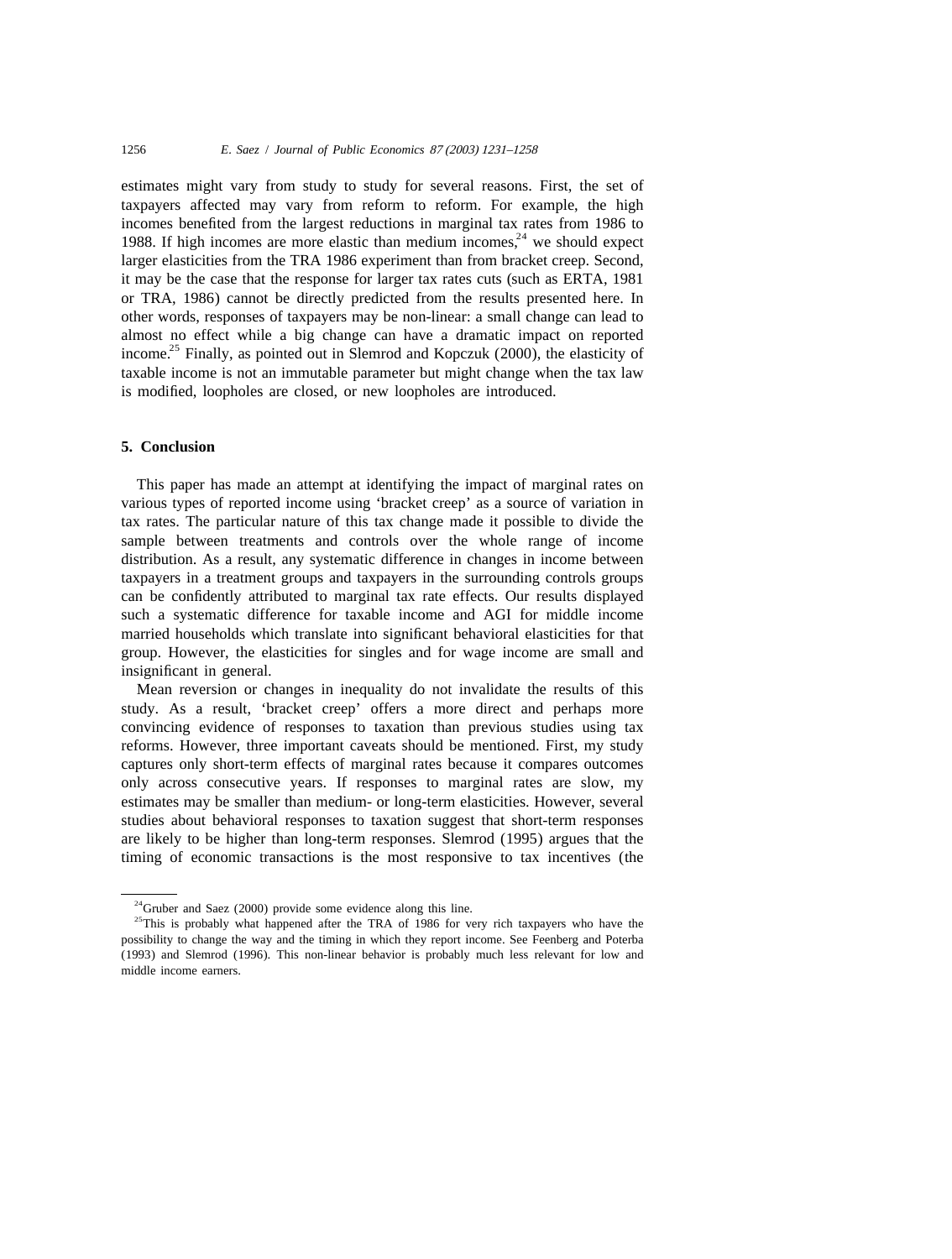estimates might vary from study to study for several reasons. First, the set of taxpayers affected may vary from reform to reform. For example, the high incomes benefited from the largest reductions in marginal tax rates from 1986 to 1988. If high incomes are more elastic than medium incomes,[24] we should expect larger elasticities from the TRA 1986 experiment than from bracket creep. Second, it may be the case that the response for larger tax rates cuts (such as ERTA, 1981 or TRA, 1986) cannot be directly predicted from the results presented here. In other words, responses of taxpayers may be non-linear: a small change can lead to almost no effect while a big change can have a dramatic impact on reported income.[25] Finally, as pointed out in Slemrod and Kopczuk (2000), the elasticity of taxable income is not an immutable parameter but might change when the tax law is modified, loopholes are closed, or new loopholes are introduced.

## 5. Conclusion

This paper has made an attempt at identifying the impact of marginal rates on various types of reported income using 'bracket creep' as a source of variation in tax rates. The particular nature of this tax change made it possible to divide the sample between treatments and controls over the whole range of income distribution. As a result, any systematic difference in changes in income between taxpayers in a treatment groups and taxpayers in the surrounding controls groups can be confidently attributed to marginal tax rate effects. Our results displayed such a systematic difference for taxable income and AGI for middle income married households which translate into significant behavioral elasticities for that group. However, the elasticities for singles and for wage income are small and insignificant in general.

Mean reversion or changes in inequality do not invalidate the results of this study. As a result, 'bracket creep' offers a more direct and perhaps more convincing evidence of responses to taxation than previous studies using tax reforms. However, three important caveats should be mentioned. First, my study captures only short-term effects of marginal rates because it compares outcomes only across consecutive years. If responses to marginal rates are slow, my estimates may be smaller than medium- or long-term elasticities. However, several studies about behavioral responses to taxation suggest that short-term responses are likely to be higher than long-term responses. Slemrod (1995) argues that the timing of economic transactions is the most responsive to tax incentives (the

---

[24] Gruber and Saez (2000) provide some evidence along this line.

[25] This is probably what happened after the TRA of 1986 for very rich taxpayers who have the possibility to change the way and the timing in which they report income. See Feenberg and Poterba (1993) and Slemrod (1996). This non-linear behavior is probably much less relevant for low and middle income earners.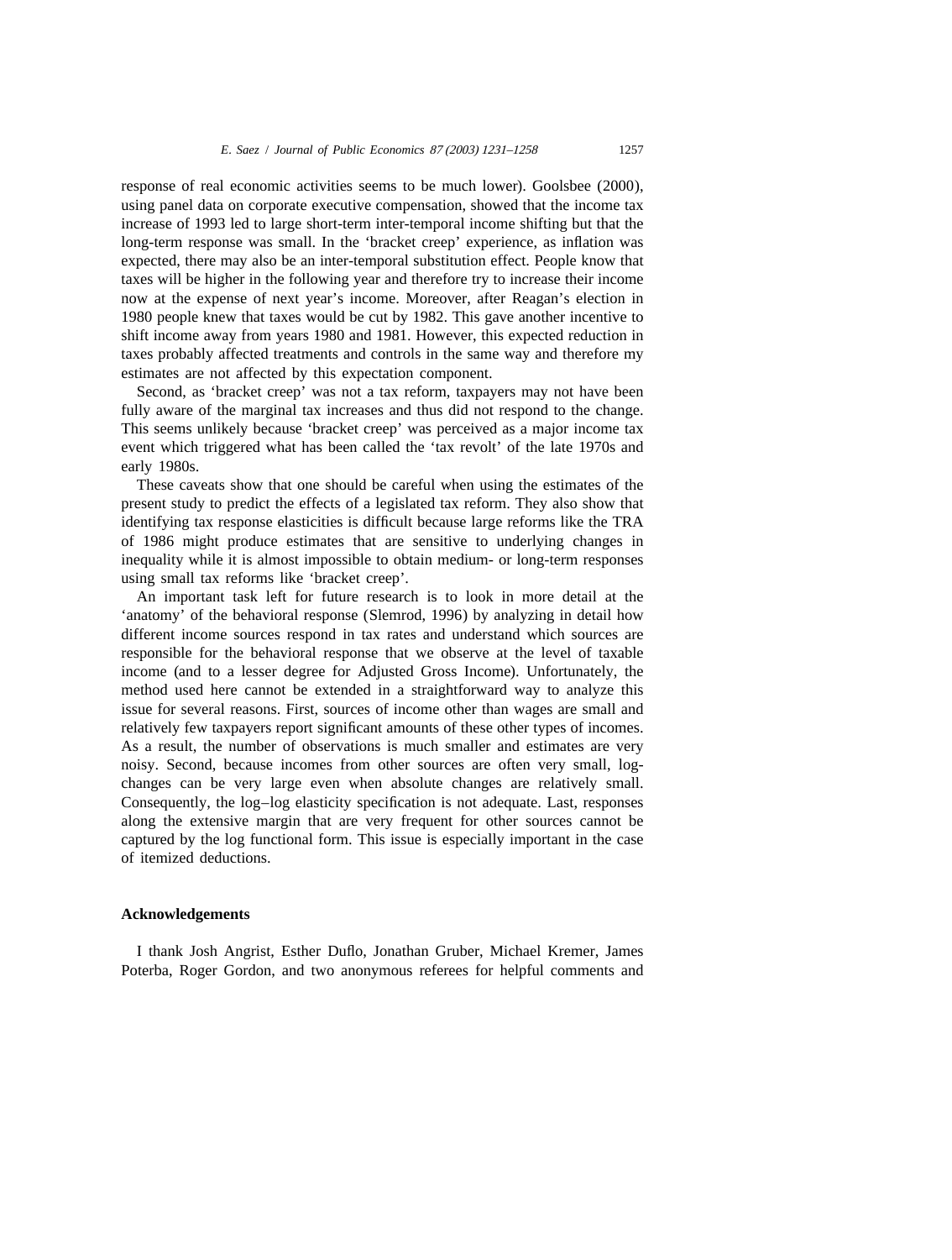response of real economic activities seems to be much lower). Goolsbee (2000), using panel data on corporate executive compensation, showed that the income tax increase of 1993 led to large short-term inter-temporal income shifting but that the long-term response was small. In the 'bracket creep' experience, as inflation was expected, there may also be an inter-temporal substitution effect. People know that taxes will be higher in the following year and therefore try to increase their income now at the expense of next year's income. Moreover, after Reagan's election in 1980 people knew that taxes would be cut by 1982. This gave another incentive to shift income away from years 1980 and 1981. However, this expected reduction in taxes probably affected treatments and controls in the same way and therefore my estimates are not affected by this expectation component.

Second, as 'bracket creep' was not a tax reform, taxpayers may not have been fully aware of the marginal tax increases and thus did not respond to the change. This seems unlikely because 'bracket creep' was perceived as a major income tax event which triggered what has been called the 'tax revolt' of the late 1970s and early 1980s.

These caveats show that one should be careful when using the estimates of the present study to predict the effects of a legislated tax reform. They also show that identifying tax response elasticities is difficult because large reforms like the TRA of 1986 might produce estimates that are sensitive to underlying changes in inequality while it is almost impossible to obtain medium- or long-term responses using small tax reforms like 'bracket creep'.

An important task left for future research is to look in more detail at the 'anatomy' of the behavioral response (Slemrod, 1996) by analyzing in detail how different income sources respond in tax rates and understand which sources are responsible for the behavioral response that we observe at the level of taxable income (and to a lesser degree for Adjusted Gross Income). Unfortunately, the method used here cannot be extended in a straightforward way to analyze this issue for several reasons. First, sources of income other than wages are small and relatively few taxpayers report significant amounts of these other types of incomes. As a result, the number of observations is much smaller and estimates are very noisy. Second, because incomes from other sources are often very small, log-changes can be very large even when absolute changes are relatively small. Consequently, the log–log elasticity specification is not adequate. Last, responses along the extensive margin that are very frequent for other sources cannot be captured by the log functional form. This issue is especially important in the case of itemized deductions.

## Acknowledgements

I thank Josh Angrist, Esther Duflo, Jonathan Gruber, Michael Kremer, James Poterba, Roger Gordon, and two anonymous referees for helpful comments and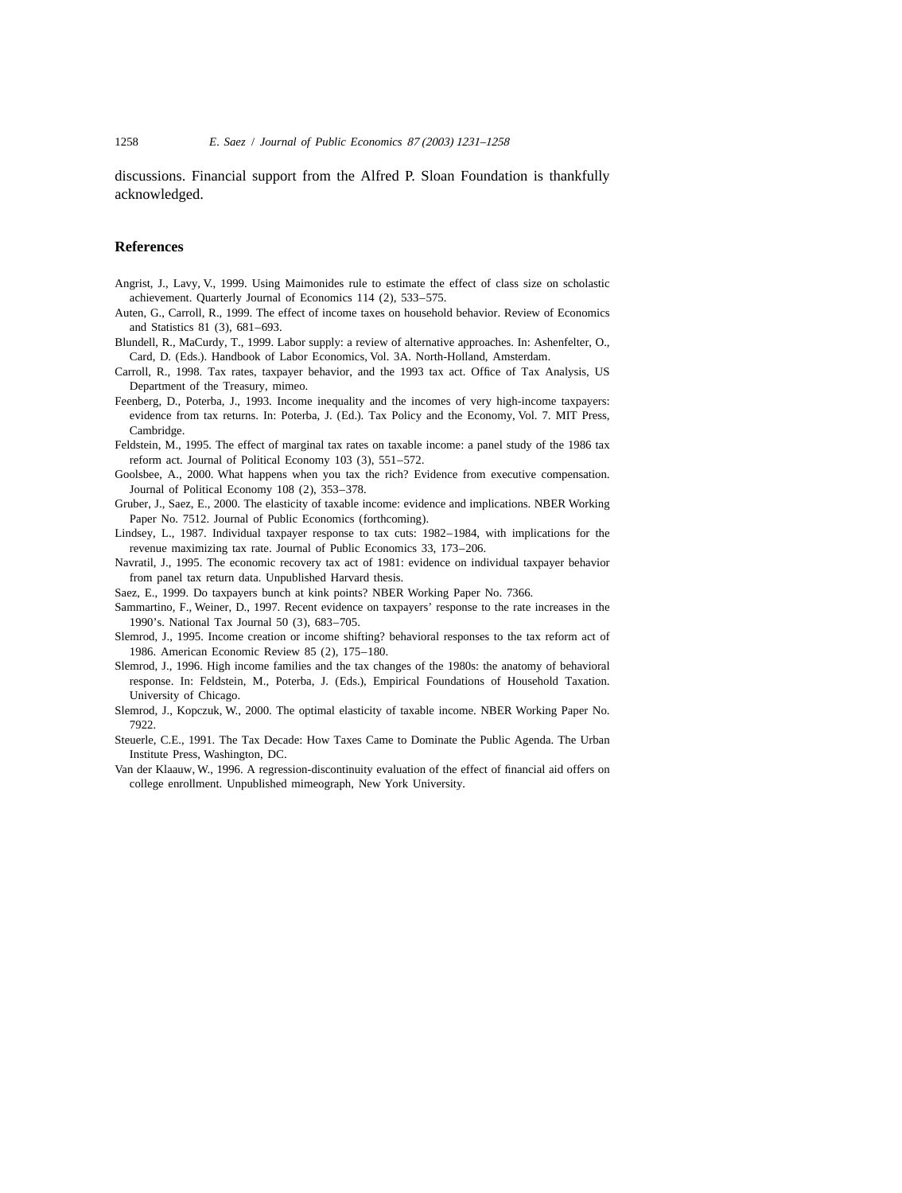discussions. Financial support from the Alfred P. Sloan Foundation is thankfully acknowledged.

## References

Angrist, J., Lavy, V., 1999. Using Maimonides rule to estimate the effect of class size on scholastic achievement. Quarterly Journal of Economics 114 (2), 533–575.

Auten, G., Carroll, R., 1999. The effect of income taxes on household behavior. Review of Economics and Statistics 81 (3), 681–693.

Blundell, R., MaCurdy, T., 1999. Labor supply: a review of alternative approaches. In: Ashenfelter, O., Card, D. (Eds.). Handbook of Labor Economics, Vol. 3A. North-Holland, Amsterdam.

Carroll, R., 1998. Tax rates, taxpayer behavior, and the 1993 tax act. Office of Tax Analysis, US Department of the Treasury, mimeo.

Feenberg, D., Poterba, J., 1993. Income inequality and the incomes of very high-income taxpayers: evidence from tax returns. In: Poterba, J. (Ed.). Tax Policy and the Economy, Vol. 7. MIT Press, Cambridge.

Feldstein, M., 1995. The effect of marginal tax rates on taxable income: a panel study of the 1986 tax reform act. Journal of Political Economy 103 (3), 551–572.

Goolsbee, A., 2000. What happens when you tax the rich? Evidence from executive compensation. Journal of Political Economy 108 (2), 353–378.

Gruber, J., Saez, E., 2000. The elasticity of taxable income: evidence and implications. NBER Working Paper No. 7512. Journal of Public Economics (forthcoming).

Lindsey, L., 1987. Individual taxpayer response to tax cuts: 1982–1984, with implications for the revenue maximizing tax rate. Journal of Public Economics 33, 173–206.

Navratil, J., 1995. The economic recovery tax act of 1981: evidence on individual taxpayer behavior from panel tax return data. Unpublished Harvard thesis.

Saez, E., 1999. Do taxpayers bunch at kink points? NBER Working Paper No. 7366.

Sammartino, F., Weiner, D., 1997. Recent evidence on taxpayers' response to the rate increases in the 1990's. National Tax Journal 50 (3), 683–705.

Slemrod, J., 1995. Income creation or income shifting? behavioral responses to the tax reform act of 1986. American Economic Review 85 (2), 175–180.

Slemrod, J., 1996. High income families and the tax changes of the 1980s: the anatomy of behavioral response. In: Feldstein, M., Poterba, J. (Eds.), Empirical Foundations of Household Taxation. University of Chicago.

Slemrod, J., Kopczuk, W., 2000. The optimal elasticity of taxable income. NBER Working Paper No. 7922.

Steuerle, C.E., 1991. The Tax Decade: How Taxes Came to Dominate the Public Agenda. The Urban Institute Press, Washington, DC.

Van der Klaauw, W., 1996. A regression-discontinuity evaluation of the effect of financial aid offers on college enrollment. Unpublished mimeograph, New York University.